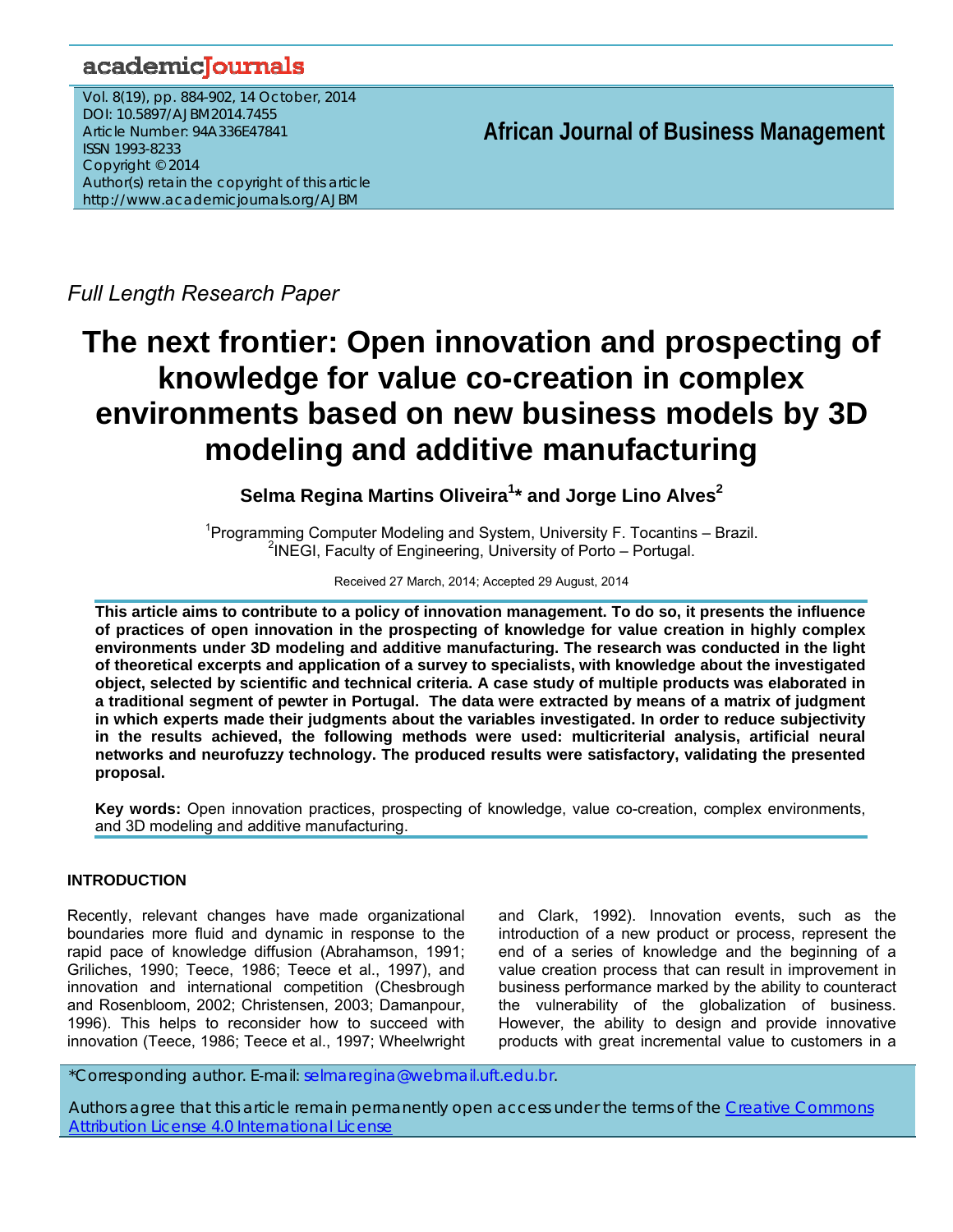*Full Length Research Paper*

# The next frontier: Open innovation and prospecting of knowledge for value co-creation in complex environments based on new business models by 3D modeling and additive manufacturing

**Selma Regina Martins Oliveira[1]* and Jorge Lino Alves[2]**

[1]Programming Computer Modeling and System, University F. Tocantins – Brazil.
[2]INEGI, Faculty of Engineering, University of Porto – Portugal.

Received 27 March, 2014; Accepted 29 August, 2014

**This article aims to contribute to a policy of innovation management. To do so, it presents the influence of practices of open innovation in the prospecting of knowledge for value creation in highly complex environments under 3D modeling and additive manufacturing. The research was conducted in the light of theoretical excerpts and application of a survey to specialists, with knowledge about the investigated object, selected by scientific and technical criteria. A case study of multiple products was elaborated in a traditional segment of pewter in Portugal. The data were extracted by means of a matrix of judgment in which experts made their judgments about the variables investigated. In order to reduce subjectivity in the results achieved, the following methods were used: multicriterial analysis, artificial neural networks and neurofuzzy technology. The produced results were satisfactory, validating the presented proposal.**

**Key words:** Open innovation practices, prospecting of knowledge, value co-creation, complex environments, and 3D modeling and additive manufacturing.

## INTRODUCTION

Recently, relevant changes have made organizational boundaries more fluid and dynamic in response to the rapid pace of knowledge diffusion (Abrahamson, 1991; Griliches, 1990; Teece, 1986; Teece et al., 1997), and innovation and international competition (Chesbrough and Rosenbloom, 2002; Christensen, 2003; Damanpour, 1996). This helps to reconsider how to succeed with innovation (Teece, 1986; Teece et al., 1997; Wheelwright and Clark, 1992). Innovation events, such as the introduction of a new product or process, represent the end of a series of knowledge and the beginning of a value creation process that can result in improvement in business performance marked by the ability to counteract the vulnerability of the globalization of business. However, the ability to design and provide innovative products with great incremental value to customers in a

*Corresponding author. E-mail: selmaregina@webmail.uft.edu.br.

Authors agree that this article remain permanently open access under the terms of the Creative Commons Attribution License 4.0 International License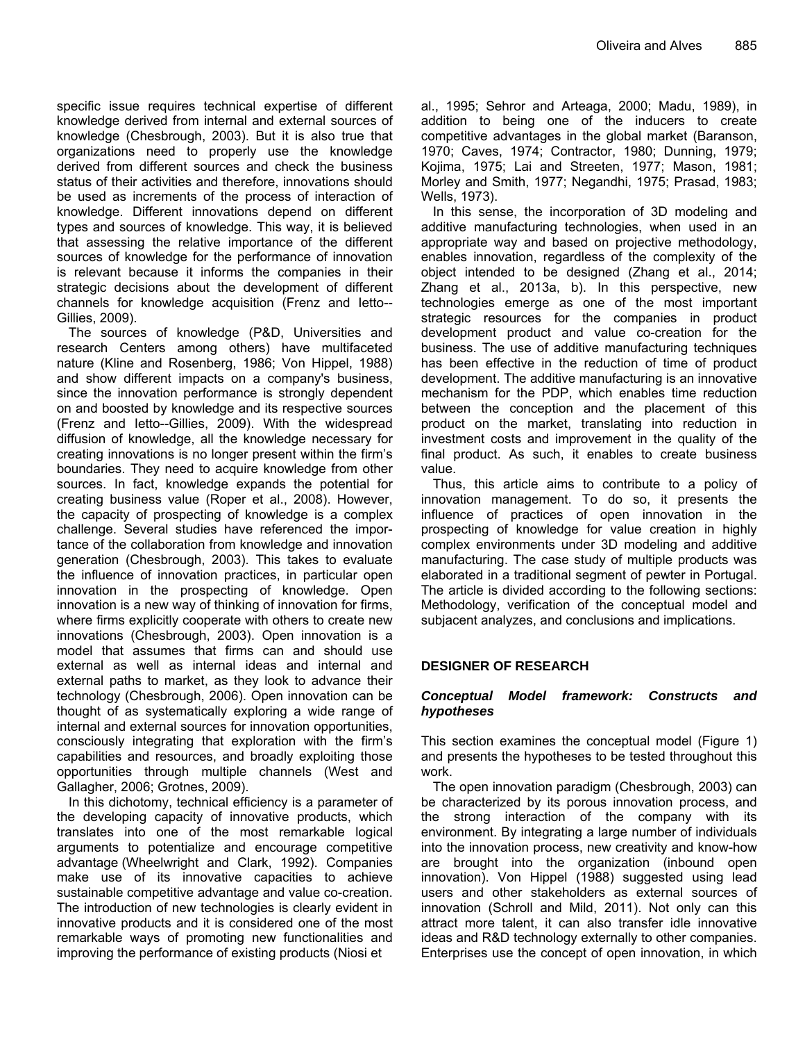specific issue requires technical expertise of different knowledge derived from internal and external sources of knowledge (Chesbrough, 2003). But it is also true that organizations need to properly use the knowledge derived from different sources and check the business status of their activities and therefore, innovations should be used as increments of the process of interaction of knowledge. Different innovations depend on different types and sources of knowledge. This way, it is believed that assessing the relative importance of the different sources of knowledge for the performance of innovation is relevant because it informs the companies in their strategic decisions about the development of different channels for knowledge acquisition (Frenz and Ietto--Gillies, 2009).

The sources of knowledge (P&D, Universities and research Centers among others) have multifaceted nature (Kline and Rosenberg, 1986; Von Hippel, 1988) and show different impacts on a company's business, since the innovation performance is strongly dependent on and boosted by knowledge and its respective sources (Frenz and Ietto--Gillies, 2009). With the widespread diffusion of knowledge, all the knowledge necessary for creating innovations is no longer present within the firm's boundaries. They need to acquire knowledge from other sources. In fact, knowledge expands the potential for creating business value (Roper et al., 2008). However, the capacity of prospecting of knowledge is a complex challenge. Several studies have referenced the importance of the collaboration from knowledge and innovation generation (Chesbrough, 2003). This takes to evaluate the influence of innovation practices, in particular open innovation in the prospecting of knowledge. Open innovation is a new way of thinking of innovation for firms, where firms explicitly cooperate with others to create new innovations (Chesbrough, 2003). Open innovation is a model that assumes that firms can and should use external as well as internal ideas and internal and external paths to market, as they look to advance their technology (Chesbrough, 2006). Open innovation can be thought of as systematically exploring a wide range of internal and external sources for innovation opportunities, consciously integrating that exploration with the firm's capabilities and resources, and broadly exploiting those opportunities through multiple channels (West and Gallagher, 2006; Grotnes, 2009).

In this dichotomy, technical efficiency is a parameter of the developing capacity of innovative products, which translates into one of the most remarkable logical arguments to potentialize and encourage competitive advantage (Wheelwright and Clark, 1992). Companies make use of its innovative capacities to achieve sustainable competitive advantage and value co-creation. The introduction of new technologies is clearly evident in innovative products and it is considered one of the most remarkable ways of promoting new functionalities and improving the performance of existing products (Niosi et al., 1995; Sehror and Arteaga, 2000; Madu, 1989), in addition to being one of the inducers to create competitive advantages in the global market (Baranson, 1970; Caves, 1974; Contractor, 1980; Dunning, 1979; Kojima, 1975; Lai and Streeten, 1977; Mason, 1981; Morley and Smith, 1977; Negandhi, 1975; Prasad, 1983; Wells, 1973).

In this sense, the incorporation of 3D modeling and additive manufacturing technologies, when used in an appropriate way and based on projective methodology, enables innovation, regardless of the complexity of the object intended to be designed (Zhang et al., 2014; Zhang et al., 2013a, b). In this perspective, new technologies emerge as one of the most important strategic resources for the companies in product development product and value co-creation for the business. The use of additive manufacturing techniques has been effective in the reduction of time of product development. The additive manufacturing is an innovative mechanism for the PDP, which enables time reduction between the conception and the placement of this product on the market, translating into reduction in investment costs and improvement in the quality of the final product. As such, it enables to create business value.

Thus, this article aims to contribute to a policy of innovation management. To do so, it presents the influence of practices of open innovation in the prospecting of knowledge for value creation in highly complex environments under 3D modeling and additive manufacturing. The case study of multiple products was elaborated in a traditional segment of pewter in Portugal. The article is divided according to the following sections: Methodology, verification of the conceptual model and subjacent analyzes, and conclusions and implications.

## DESIGNER OF RESEARCH

### *Conceptual Model framework: Constructs and hypotheses*

This section examines the conceptual model (Figure 1) and presents the hypotheses to be tested throughout this work.

The open innovation paradigm (Chesbrough, 2003) can be characterized by its porous innovation process, and the strong interaction of the company with its environment. By integrating a large number of individuals into the innovation process, new creativity and know-how are brought into the organization (inbound open innovation). Von Hippel (1988) suggested using lead users and other stakeholders as external sources of innovation (Schroll and Mild, 2011). Not only can this attract more talent, it can also transfer idle innovative ideas and R&D technology externally to other companies. Enterprises use the concept of open innovation, in which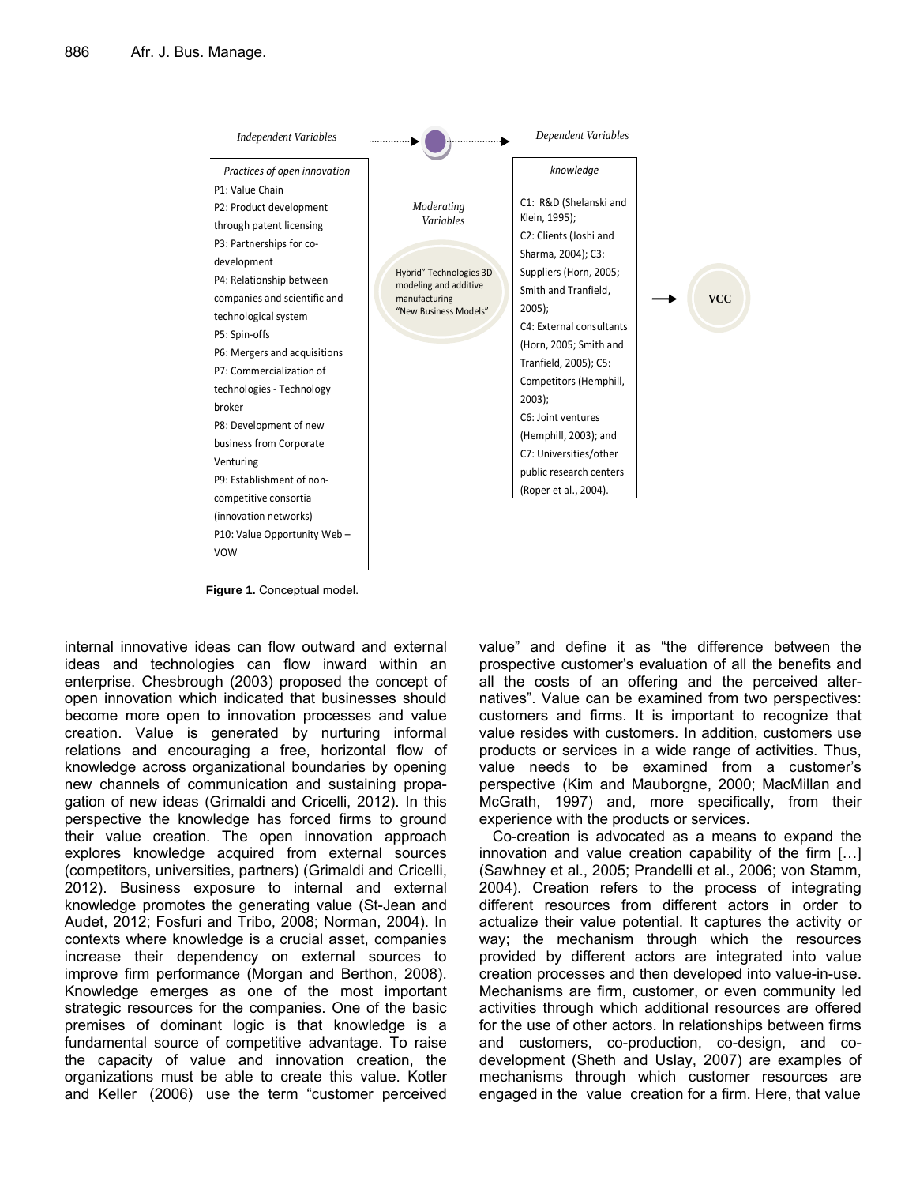Independent Variables

*Practices of open innovation*

P1: Value Chain
P2: Product development through patent licensing
P3: Partnerships for co-development
P4: Relationship between companies and scientific and technological system
P5: Spin-offs
P6: Mergers and acquisitions
P7: Commercialization of technologies - Technology broker
P8: Development of new business from Corporate Venturing
P9: Establishment of non-competitive consortia (innovation networks)
P10: Value Opportunity Web – VOW

*Moderating Variables*

Hybrid" Technologies 3D modeling and additive manufacturing "New Business Models"

*Dependent Variables*

*knowledge*

C1: R&D (Shelanski and Klein, 1995);
C2: Clients (Joshi and Sharma, 2004); C3: Suppliers (Horn, 2005; Smith and Tranfield, 2005);
C4: External consultants (Horn, 2005; Smith and Tranfield, 2005); C5: Competitors (Hemphill, 2003);
C6: Joint ventures (Hemphill, 2003); and
C7: Universities/other public research centers (Roper et al., 2004).

→ VCC

**Figure 1.** Conceptual model.

internal innovative ideas can flow outward and external ideas and technologies can flow inward within an enterprise. Chesbrough (2003) proposed the concept of open innovation which indicated that businesses should become more open to innovation processes and value creation. Value is generated by nurturing informal relations and encouraging a free, horizontal flow of knowledge across organizational boundaries by opening new channels of communication and sustaining propagation of new ideas (Grimaldi and Cricelli, 2012). In this perspective the knowledge has forced firms to ground their value creation. The open innovation approach explores knowledge acquired from external sources (competitors, universities, partners) (Grimaldi and Cricelli, 2012). Business exposure to internal and external knowledge promotes the generating value (St-Jean and Audet, 2012; Fosfuri and Tribo, 2008; Norman, 2004). In contexts where knowledge is a crucial asset, companies increase their dependency on external sources to improve firm performance (Morgan and Berthon, 2008). Knowledge emerges as one of the most important strategic resources for the companies. One of the basic premises of dominant logic is that knowledge is a fundamental source of competitive advantage. To raise the capacity of value and innovation creation, the organizations must be able to create this value. Kotler and Keller (2006) use the term "customer perceived value" and define it as "the difference between the prospective customer's evaluation of all the benefits and all the costs of an offering and the perceived alternatives". Value can be examined from two perspectives: customers and firms. It is important to recognize that value resides with customers. In addition, customers use products or services in a wide range of activities. Thus, value needs to be examined from a customer's perspective (Kim and Mauborgne, 2000; MacMillan and McGrath, 1997) and, more specifically, from their experience with the products or services.

Co-creation is advocated as a means to expand the innovation and value creation capability of the firm […] (Sawhney et al., 2005; Prandelli et al., 2006; von Stamm, 2004). Creation refers to the process of integrating different resources from different actors in order to actualize their value potential. It captures the activity or way; the mechanism through which the resources provided by different actors are integrated into value creation processes and then developed into value-in-use. Mechanisms are firm, customer, or even community led activities through which additional resources are offered for the use of other actors. In relationships between firms and customers, co-production, co-design, and co-development (Sheth and Uslay, 2007) are examples of mechanisms through which customer resources are engaged in the value creation for a firm. Here, that value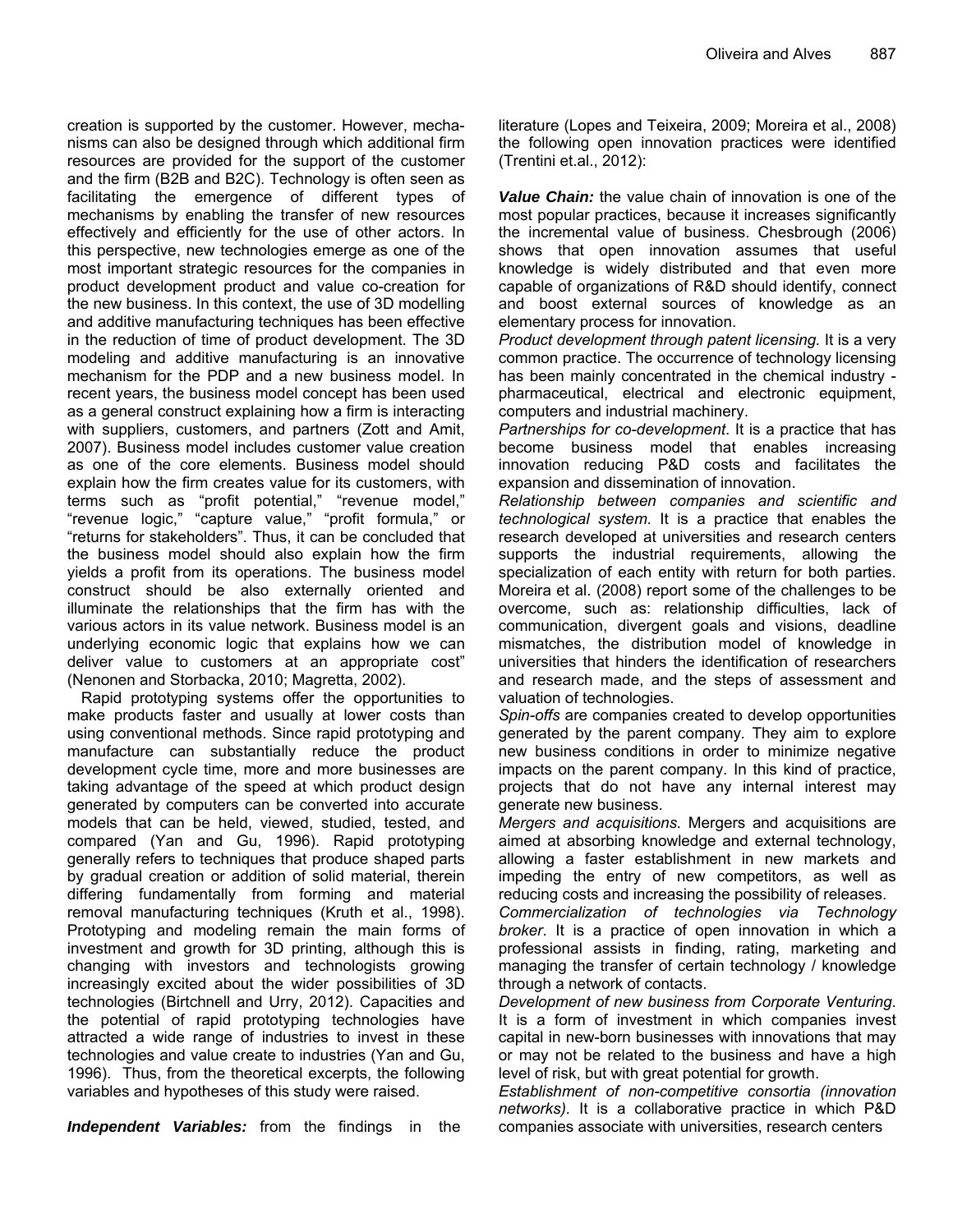creation is supported by the customer. However, mechanisms can also be designed through which additional firm resources are provided for the support of the customer and the firm (B2B and B2C). Technology is often seen as facilitating the emergence of different types of mechanisms by enabling the transfer of new resources effectively and efficiently for the use of other actors. In this perspective, new technologies emerge as one of the most important strategic resources for the companies in product development product and value co-creation for the new business. In this context, the use of 3D modelling and additive manufacturing techniques has been effective in the reduction of time of product development. The 3D modeling and additive manufacturing is an innovative mechanism for the PDP and a new business model. In recent years, the business model concept has been used as a general construct explaining how a firm is interacting with suppliers, customers, and partners (Zott and Amit, 2007). Business model includes customer value creation as one of the core elements. Business model should explain how the firm creates value for its customers, with terms such as "profit potential," "revenue model," "revenue logic," "capture value," "profit formula," or "returns for stakeholders". Thus, it can be concluded that the business model should also explain how the firm yields a profit from its operations. The business model construct should be also externally oriented and illuminate the relationships that the firm has with the various actors in its value network. Business model is an underlying economic logic that explains how we can deliver value to customers at an appropriate cost" (Nenonen and Storbacka, 2010; Magretta, 2002).

Rapid prototyping systems offer the opportunities to make products faster and usually at lower costs than using conventional methods. Since rapid prototyping and manufacture can substantially reduce the product development cycle time, more and more businesses are taking advantage of the speed at which product design generated by computers can be converted into accurate models that can be held, viewed, studied, tested, and compared (Yan and Gu, 1996). Rapid prototyping generally refers to techniques that produce shaped parts by gradual creation or addition of solid material, therein differing fundamentally from forming and material removal manufacturing techniques (Kruth et al., 1998). Prototyping and modeling remain the main forms of investment and growth for 3D printing, although this is changing with investors and technologists growing increasingly excited about the wider possibilities of 3D technologies (Birtchnell and Urry, 2012). Capacities and the potential of rapid prototyping technologies have attracted a wide range of industries to invest in these technologies and value create to industries (Yan and Gu, 1996). Thus, from the theoretical excerpts, the following variables and hypotheses of this study were raised.

***Independent Variables:*** from the findings in the literature (Lopes and Teixeira, 2009; Moreira et al., 2008) the following open innovation practices were identified (Trentini et.al., 2012):

***Value Chain:*** the value chain of innovation is one of the most popular practices, because it increases significantly the incremental value of business. Chesbrough (2006) shows that open innovation assumes that useful knowledge is widely distributed and that even more capable of organizations of R&D should identify, connect and boost external sources of knowledge as an elementary process for innovation.

*Product development through patent licensing.* It is a very common practice. The occurrence of technology licensing has been mainly concentrated in the chemical industry - pharmaceutical, electrical and electronic equipment, computers and industrial machinery.

*Partnerships for co-development*. It is a practice that has become business model that enables increasing innovation reducing P&D costs and facilitates the expansion and dissemination of innovation.

*Relationship between companies and scientific and technological system*. It is a practice that enables the research developed at universities and research centers supports the industrial requirements, allowing the specialization of each entity with return for both parties. Moreira et al. (2008) report some of the challenges to be overcome, such as: relationship difficulties, lack of communication, divergent goals and visions, deadline mismatches, the distribution model of knowledge in universities that hinders the identification of researchers and research made, and the steps of assessment and valuation of technologies.

*Spin-offs* are companies created to develop opportunities generated by the parent company*.* They aim to explore new business conditions in order to minimize negative impacts on the parent company. In this kind of practice, projects that do not have any internal interest may generate new business.

*Mergers and acquisitions.* Mergers and acquisitions are aimed at absorbing knowledge and external technology, allowing a faster establishment in new markets and impeding the entry of new competitors, as well as reducing costs and increasing the possibility of releases.

*Commercialization of technologies via Technology broker*. It is a practice of open innovation in which a professional assists in finding, rating, marketing and managing the transfer of certain technology / knowledge through a network of contacts.

*Development of new business from Corporate Venturing*. It is a form of investment in which companies invest capital in new-born businesses with innovations that may or may not be related to the business and have a high level of risk, but with great potential for growth.

*Establishment of non-competitive consortia (innovation networks).* It is a collaborative practice in which P&D companies associate with universities, research centers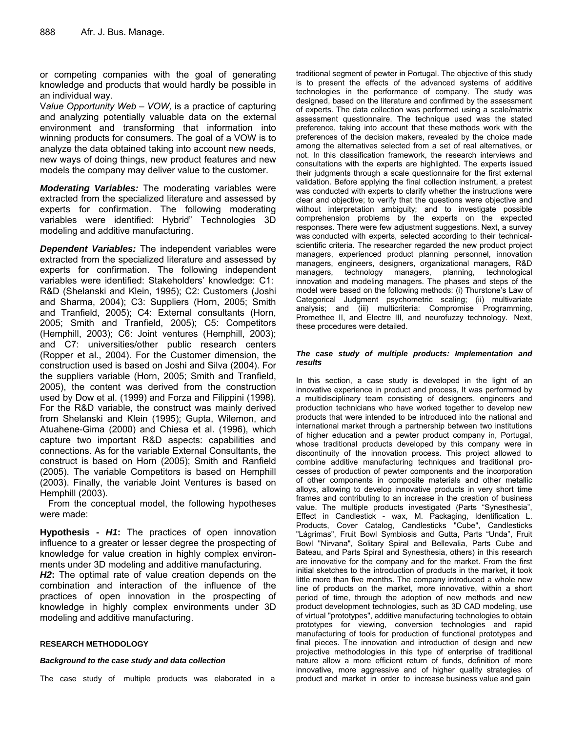or competing companies with the goal of generating knowledge and products that would hardly be possible in an individual way.

*Value Opportunity Web – VOW,* is a practice of capturing and analyzing potentially valuable data on the external environment and transforming that information into winning products for consumers. The goal of a VOW is to analyze the data obtained taking into account new needs, new ways of doing things, new product features and new models the company may deliver value to the customer.

***Moderating Variables:*** The moderating variables were extracted from the specialized literature and assessed by experts for confirmation. The following moderating variables were identified: Hybrid" Technologies 3D modeling and additive manufacturing.

***Dependent Variables:*** The independent variables were extracted from the specialized literature and assessed by experts for confirmation. The following independent variables were identified: Stakeholders' knowledge: C1: R&D (Shelanski and Klein, 1995); C2: Customers (Joshi and Sharma, 2004); C3: Suppliers (Horn, 2005; Smith and Tranfield, 2005); C4: External consultants (Horn, 2005; Smith and Tranfield, 2005); C5: Competitors (Hemphill, 2003); C6: Joint ventures (Hemphill, 2003); and C7: universities/other public research centers (Ropper et al., 2004). For the Customer dimension, the construction used is based on Joshi and Silva (2004). For the suppliers variable (Horn, 2005; Smith and Tranfield, 2005), the content was derived from the construction used by Dow et al. (1999) and Forza and Filippini (1998). For the R&D variable, the construct was mainly derived from Shelanski and Klein (1995); Gupta, Wilemon, and Atuahene-Gima (2000) and Chiesa et al. (1996), which capture two important R&D aspects: capabilities and connections. As for the variable External Consultants, the construct is based on Horn (2005); Smith and Ranfield (2005). The variable Competitors is based on Hemphill (2003). Finally, the variable Joint Ventures is based on Hemphill (2003).

From the conceptual model, the following hypotheses were made:

**Hypothesis - *H1*:** The practices of open innovation influence to a greater or lesser degree the prospecting of knowledge for value creation in highly complex environments under 3D modeling and additive manufacturing.

***H2*:** The optimal rate of value creation depends on the combination and interaction of the influence of the practices of open innovation in the prospecting of knowledge in highly complex environments under 3D modeling and additive manufacturing.

## RESEARCH METHODOLOGY

### *Background to the case study and data collection*

The case study of multiple products was elaborated in a traditional segment of pewter in Portugal. The objective of this study is to present the effects of the advanced systems of additive technologies in the performance of company. The study was designed, based on the literature and confirmed by the assessment of experts. The data collection was performed using a scale/matrix assessment questionnaire. The technique used was the stated preference, taking into account that these methods work with the preferences of the decision makers, revealed by the choice made among the alternatives selected from a set of real alternatives, or not. In this classification framework, the research interviews and consultations with the experts are highlighted. The experts issued their judgments through a scale questionnaire for the first external validation. Before applying the final collection instrument, a pretest was conducted with experts to clarify whether the instructions were clear and objective; to verify that the questions were objective and without interpretation ambiguity; and to investigate possible comprehension problems by the experts on the expected responses. There were few adjustment suggestions. Next, a survey was conducted with experts, selected according to their technical-scientific criteria. The researcher regarded the new product project managers, experienced product planning personnel, innovation managers, engineers, designers, organizational managers, R&D managers, technology managers, planning, technological innovation and modeling managers. The phases and steps of the model were based on the following methods: (i) Thurstone's Law of Categorical Judgment psychometric scaling; (ii) multivariate analysis; and (iii) multicriteria: Compromise Programming, Promethee II, and Electre III, and neurofuzzy technology. Next, these procedures were detailed.

### *The case study of multiple products: Implementation and results*

In this section, a case study is developed in the light of an innovative experience in product and process, It was performed by a multidisciplinary team consisting of designers, engineers and production technicians who have worked together to develop new products that were intended to be introduced into the national and international market through a partnership between two institutions of higher education and a pewter product company in, Portugal, whose traditional products developed by this company were in discontinuity of the innovation process. This project allowed to combine additive manufacturing techniques and traditional processes of production of pewter components and the incorporation of other components in composite materials and other metallic alloys, allowing to develop innovative products in very short time frames and contributing to an increase in the creation of business value. The multiple products investigated (Parts "Synesthesia", Effect in Candlestick - wax, M. Packaging, Identification L. Products, Cover Catalog, Candlesticks "Cube", Candlesticks "Lágrimas", Fruit Bowl Symbiosis and Gutta, Parts "Unda", Fruit Bowl "Nirvana", Solitary Spiral and Bellevalia, Parts Cube and Bateau, and Parts Spiral and Synesthesia, others) in this research are innovative for the company and for the market. From the first initial sketches to the introduction of products in the market, it took little more than five months. The company introduced a whole new line of products on the market, more innovative, within a short period of time, through the adoption of new methods and new product development technologies, such as 3D CAD modeling, use of virtual "prototypes", additive manufacturing technologies to obtain prototypes for viewing, conversion technologies and rapid manufacturing of tools for production of functional prototypes and final pieces. The innovation and introduction of design and new projective methodologies in this type of enterprise of traditional nature allow a more efficient return of funds, definition of more innovative, more aggressive and of higher quality strategies of product and market in order to increase business value and gain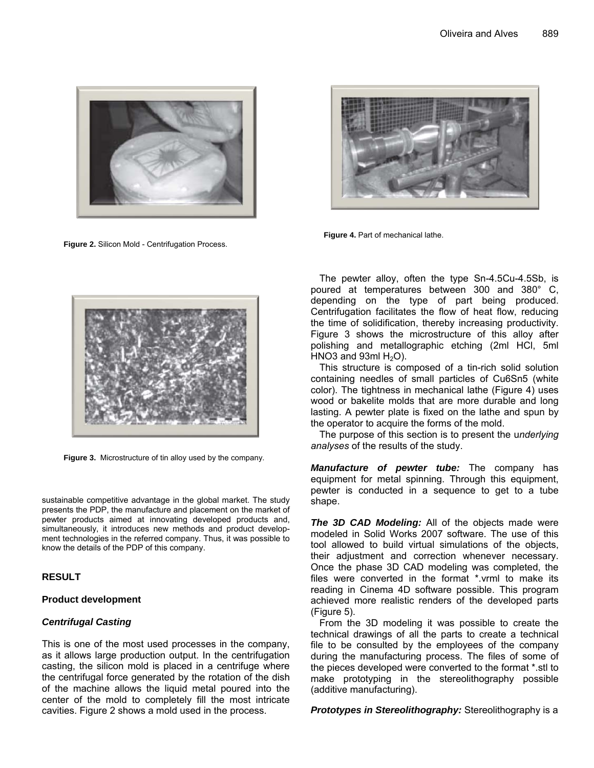Figure 2. Silicon Mold - Centrifugation Process.

Figure 3. Microstructure of tin alloy used by the company.

sustainable competitive advantage in the global market. The study presents the PDP, the manufacture and placement on the market of pewter products aimed at innovating developed products and, simultaneously, it introduces new methods and product development technologies in the referred company. Thus, it was possible to know the details of the PDP of this company.

## RESULT

### Product development

#### *Centrifugal Casting*

This is one of the most used processes in the company, as it allows large production output. In the centrifugation casting, the silicon mold is placed in a centrifuge where the centrifugal force generated by the rotation of the dish of the machine allows the liquid metal poured into the center of the mold to completely fill the most intricate cavities. Figure 2 shows a mold used in the process.

Figure 4. Part of mechanical lathe.

The pewter alloy, often the type Sn-4.5Cu-4.5Sb, is poured at temperatures between 300 and 380° C, depending on the type of part being produced. Centrifugation facilitates the flow of heat flow, reducing the time of solidification, thereby increasing productivity. Figure 3 shows the microstructure of this alloy after polishing and metallographic etching (2ml HCl, 5ml HNO3 and 93ml $H_2O$).

This structure is composed of a tin-rich solid solution containing needles of small particles of Cu6Sn5 (white color). The tightness in mechanical lathe (Figure 4) uses wood or bakelite molds that are more durable and long lasting. A pewter plate is fixed on the lathe and spun by the operator to acquire the forms of the mold.

The purpose of this section is to present the u*nderlying analyses* of the results of the study.

***Manufacture of pewter tube:*** The company has equipment for metal spinning. Through this equipment, pewter is conducted in a sequence to get to a tube shape.

***The 3D CAD Modeling:*** All of the objects made were modeled in Solid Works 2007 software. The use of this tool allowed to build virtual simulations of the objects, their adjustment and correction whenever necessary. Once the phase 3D CAD modeling was completed, the files were converted in the format *.vrml to make its reading in Cinema 4D software possible. This program achieved more realistic renders of the developed parts (Figure 5).

From the 3D modeling it was possible to create the technical drawings of all the parts to create a technical file to be consulted by the employees of the company during the manufacturing process. The files of some of the pieces developed were converted to the format *.stl to make prototyping in the stereolithography possible (additive manufacturing).

***Prototypes in Stereolithography:*** Stereolithography is a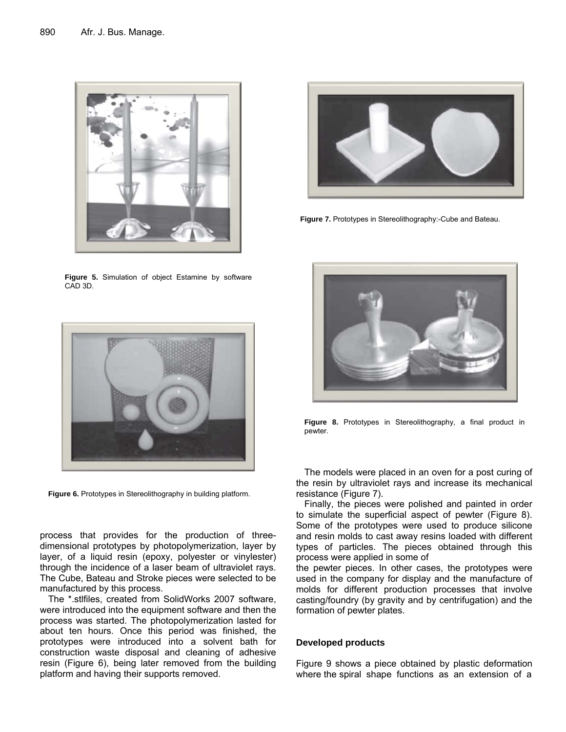Figure 5. Simulation of object Estamine by software CAD 3D.

Figure 6. Prototypes in Stereolithography in building platform.

Figure 7. Prototypes in Stereolithography:-Cube and Bateau.

Figure 8. Prototypes in Stereolithography, a final product in pewter.

process that provides for the production of three-dimensional prototypes by photopolymerization, layer by layer, of a liquid resin (epoxy, polyester or vinylester) through the incidence of a laser beam of ultraviolet rays. The Cube, Bateau and Stroke pieces were selected to be manufactured by this process.

The *.stlfiles, created from SolidWorks 2007 software, were introduced into the equipment software and then the process was started. The photopolymerization lasted for about ten hours. Once this period was finished, the prototypes were introduced into a solvent bath for construction waste disposal and cleaning of adhesive resin (Figure 6), being later removed from the building platform and having their supports removed.

The models were placed in an oven for a post curing of the resin by ultraviolet rays and increase its mechanical resistance (Figure 7).

Finally, the pieces were polished and painted in order to simulate the superficial aspect of pewter (Figure 8). Some of the prototypes were used to produce silicone and resin molds to cast away resins loaded with different types of particles. The pieces obtained through this process were applied in some of the pewter pieces. In other cases, the prototypes were used in the company for display and the manufacture of molds for different production processes that involve casting/foundry (by gravity and by centrifugation) and the formation of pewter plates.

### Developed products

Figure 9 shows a piece obtained by plastic deformation where the spiral shape functions as an extension of a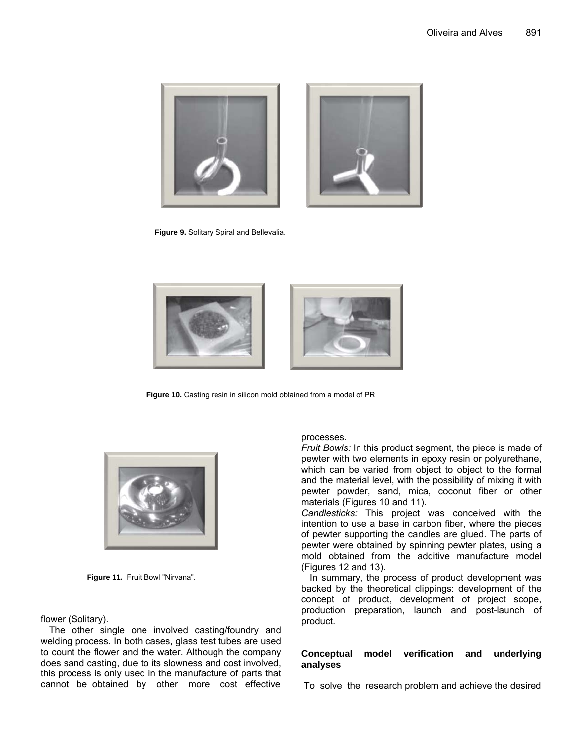Figure 9. Solitary Spiral and Bellevalia.

Figure 10. Casting resin in silicon mold obtained from a model of PR

Figure 11. Fruit Bowl "Nirvana".

flower (Solitary).

The other single one involved casting/foundry and welding process. In both cases, glass test tubes are used to count the flower and the water. Although the company does sand casting, due to its slowness and cost involved, this process is only used in the manufacture of parts that cannot be obtained by other more cost effective processes.

*Fruit Bowls:* In this product segment, the piece is made of pewter with two elements in epoxy resin or polyurethane, which can be varied from object to object to the formal and the material level, with the possibility of mixing it with pewter powder, sand, mica, coconut fiber or other materials (Figures 10 and 11).

*Candlesticks:* This project was conceived with the intention to use a base in carbon fiber, where the pieces of pewter supporting the candles are glued. The parts of pewter were obtained by spinning pewter plates, using a mold obtained from the additive manufacture model (Figures 12 and 13).

In summary, the process of product development was backed by the theoretical clippings: development of the concept of product, development of project scope, production preparation, launch and post-launch of product.

## Conceptual model verification and underlying analyses

To solve the research problem and achieve the desired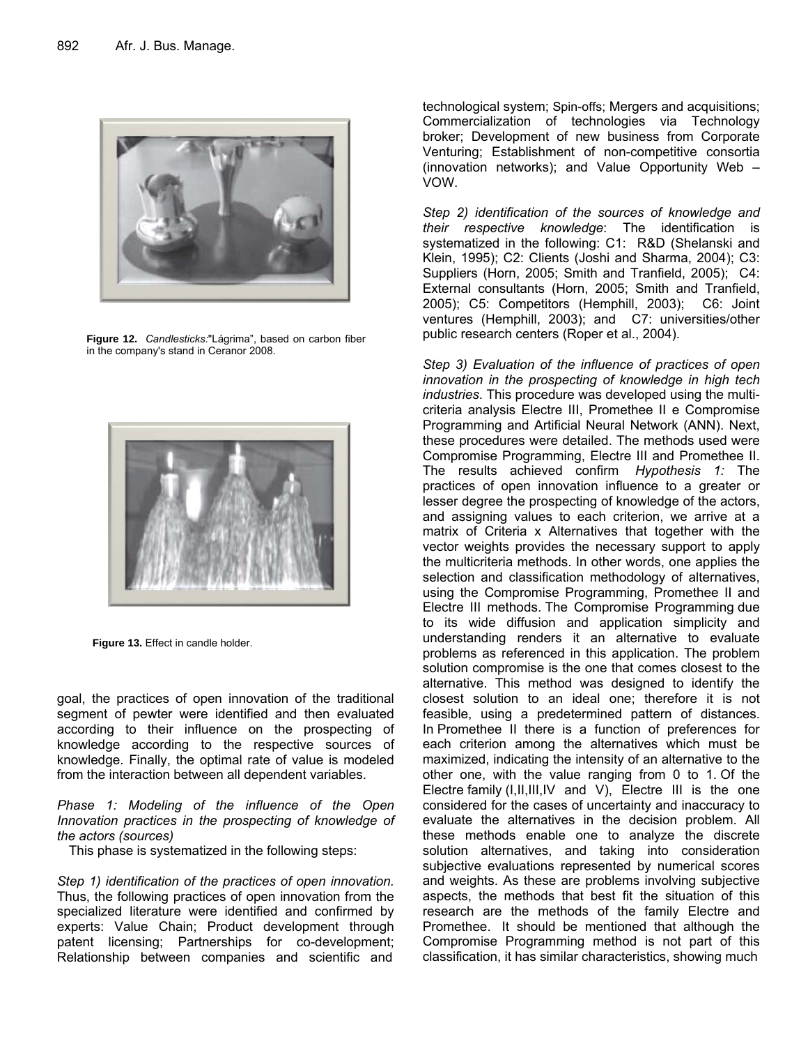Figure 12. *Candlesticks:*"Lágrima", based on carbon fiber in the company's stand in Ceranor 2008.

Figure 13. Effect in candle holder.

goal, the practices of open innovation of the traditional segment of pewter were identified and then evaluated according to their influence on the prospecting of knowledge according to the respective sources of knowledge. Finally, the optimal rate of value is modeled from the interaction between all dependent variables.

*Phase 1: Modeling of the influence of the Open Innovation practices in the prospecting of knowledge of the actors (sources)*

This phase is systematized in the following steps:

*Step 1) identification of the practices of open innovation.* Thus, the following practices of open innovation from the specialized literature were identified and confirmed by experts: Value Chain; Product development through patent licensing; Partnerships for co-development; Relationship between companies and scientific and technological system; Spin-offs; Mergers and acquisitions; Commercialization of technologies via Technology broker; Development of new business from Corporate Venturing; Establishment of non-competitive consortia (innovation networks); and Value Opportunity Web – VOW.

*Step 2) identification of the sources of knowledge and their respective knowledge*: The identification is systematized in the following: C1: R&D (Shelanski and Klein, 1995); C2: Clients (Joshi and Sharma, 2004); C3: Suppliers (Horn, 2005; Smith and Tranfield, 2005); C4: External consultants (Horn, 2005; Smith and Tranfield, 2005); C5: Competitors (Hemphill, 2003); C6: Joint ventures (Hemphill, 2003); and C7: universities/other public research centers (Roper et al., 2004).

*Step 3) Evaluation of the influence of practices of open innovation in the prospecting of knowledge in high tech industries*. This procedure was developed using the multi-criteria analysis Electre III, Promethee II e Compromise Programming and Artificial Neural Network (ANN). Next, these procedures were detailed. The methods used were Compromise Programming, Electre III and Promethee II. The results achieved confirm *Hypothesis 1:* The practices of open innovation influence to a greater or lesser degree the prospecting of knowledge of the actors, and assigning values to each criterion, we arrive at a matrix of Criteria x Alternatives that together with the vector weights provides the necessary support to apply the multicriteria methods. In other words, one applies the selection and classification methodology of alternatives, using the Compromise Programming, Promethee II and Electre III methods. The Compromise Programming due to its wide diffusion and application simplicity and understanding renders it an alternative to evaluate problems as referenced in this application. The problem solution compromise is the one that comes closest to the alternative. This method was designed to identify the closest solution to an ideal one; therefore it is not feasible, using a predetermined pattern of distances. In Promethee II there is a function of preferences for each criterion among the alternatives which must be maximized, indicating the intensity of an alternative to the other one, with the value ranging from 0 to 1. Of the Electre family (I,II,III,IV and V), Electre III is the one considered for the cases of uncertainty and inaccuracy to evaluate the alternatives in the decision problem. All these methods enable one to analyze the discrete solution alternatives, and taking into consideration subjective evaluations represented by numerical scores and weights. As these are problems involving subjective aspects, the methods that best fit the situation of this research are the methods of the family Electre and Promethee. It should be mentioned that although the Compromise Programming method is not part of this classification, it has similar characteristics, showing much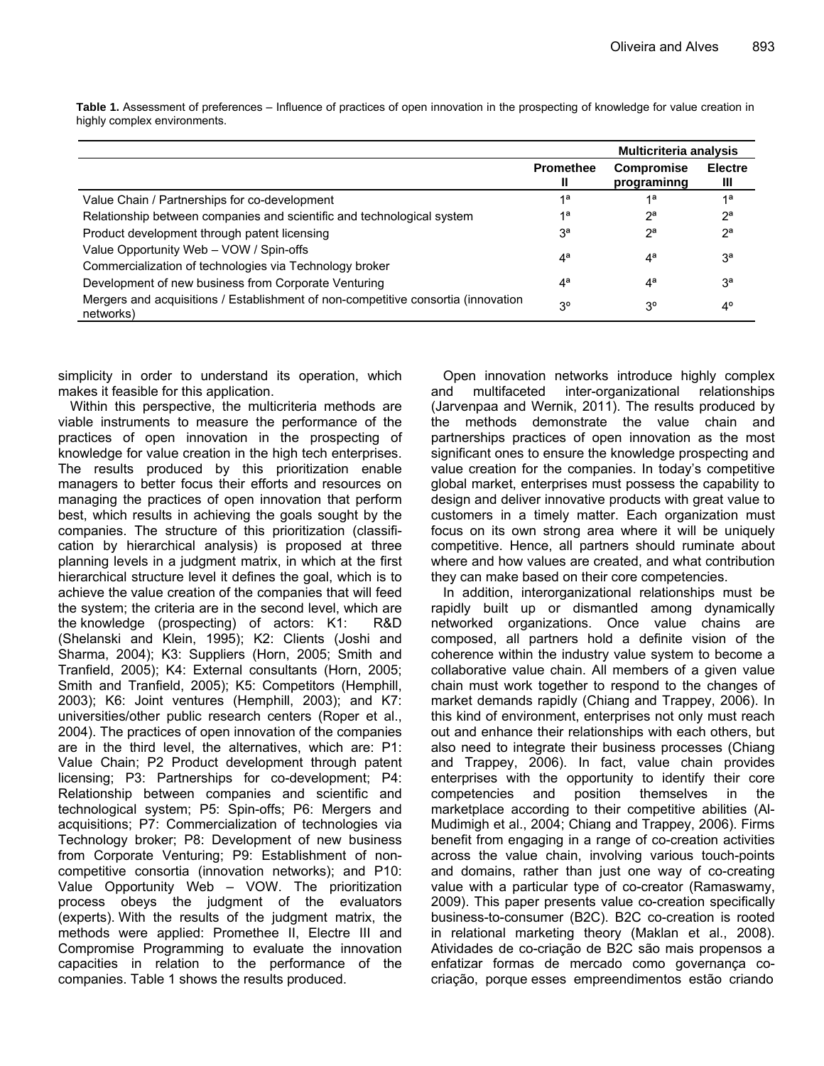**Table 1.** Assessment of preferences – Influence of practices of open innovation in the prospecting of knowledge for value creation in highly complex environments.

| | Multicriteria analysis | | |
|---|---|---|---|
| | Promethee II | Compromise programinng | Electre III |
| Value Chain / Partnerships for co-development | 1ª | 1ª | 1ª |
| Relationship between companies and scientific and technological system | 1ª | 2ª | 2ª |
| Product development through patent licensing | 3ª | 2ª | 2ª |
| Value Opportunity Web – VOW / Spin-offs<br>Commercialization of technologies via Technology broker | 4ª | 4ª | 3ª |
| Development of new business from Corporate Venturing | 4ª | 4ª | 3ª |
| Mergers and acquisitions / Establishment of non-competitive consortia (innovation networks) | 3º | 3º | 4º |

simplicity in order to understand its operation, which makes it feasible for this application.

Within this perspective, the multicriteria methods are viable instruments to measure the performance of the practices of open innovation in the prospecting of knowledge for value creation in the high tech enterprises. The results produced by this prioritization enable managers to better focus their efforts and resources on managing the practices of open innovation that perform best, which results in achieving the goals sought by the companies. The structure of this prioritization (classification by hierarchical analysis) is proposed at three planning levels in a judgment matrix, in which at the first hierarchical structure level it defines the goal, which is to achieve the value creation of the companies that will feed the system; the criteria are in the second level, which are the knowledge (prospecting) of actors: K1: R&D (Shelanski and Klein, 1995); K2: Clients (Joshi and Sharma, 2004); K3: Suppliers (Horn, 2005; Smith and Tranfield, 2005); K4: External consultants (Horn, 2005; Smith and Tranfield, 2005); K5: Competitors (Hemphill, 2003); K6: Joint ventures (Hemphill, 2003); and K7: universities/other public research centers (Roper et al., 2004). The practices of open innovation of the companies are in the third level, the alternatives, which are: P1: Value Chain; P2 Product development through patent licensing; P3: Partnerships for co-development; P4: Relationship between companies and scientific and technological system; P5: Spin-offs; P6: Mergers and acquisitions; P7: Commercialization of technologies via Technology broker; P8: Development of new business from Corporate Venturing; P9: Establishment of non-competitive consortia (innovation networks); and P10: Value Opportunity Web – VOW. The prioritization process obeys the judgment of the evaluators (experts). With the results of the judgment matrix, the methods were applied: Promethee II, Electre III and Compromise Programming to evaluate the innovation capacities in relation to the performance of the companies. Table 1 shows the results produced.

Open innovation networks introduce highly complex and multifaceted inter-organizational relationships (Jarvenpaa and Wernik, 2011). The results produced by the methods demonstrate the value chain and partnerships practices of open innovation as the most significant ones to ensure the knowledge prospecting and value creation for the companies. In today's competitive global market, enterprises must possess the capability to design and deliver innovative products with great value to customers in a timely matter. Each organization must focus on its own strong area where it will be uniquely competitive. Hence, all partners should ruminate about where and how values are created, and what contribution they can make based on their core competencies.

In addition, interorganizational relationships must be rapidly built up or dismantled among dynamically networked organizations. Once value chains are composed, all partners hold a definite vision of the coherence within the industry value system to become a collaborative value chain. All members of a given value chain must work together to respond to the changes of market demands rapidly (Chiang and Trappey, 2006). In this kind of environment, enterprises not only must reach out and enhance their relationships with each others, but also need to integrate their business processes (Chiang and Trappey, 2006). In fact, value chain provides enterprises with the opportunity to identify their core competencies and position themselves in the marketplace according to their competitive abilities (Al-Mudimigh et al., 2004; Chiang and Trappey, 2006). Firms benefit from engaging in a range of co-creation activities across the value chain, involving various touch-points and domains, rather than just one way of co-creating value with a particular type of co-creator (Ramaswamy, 2009). This paper presents value co-creation specifically business-to-consumer (B2C). B2C co-creation is rooted in relational marketing theory (Maklan et al., 2008). Atividades de co-criação de B2C são mais propensos a enfatizar formas de mercado como governança co-criação, porque esses empreendimentos estão criando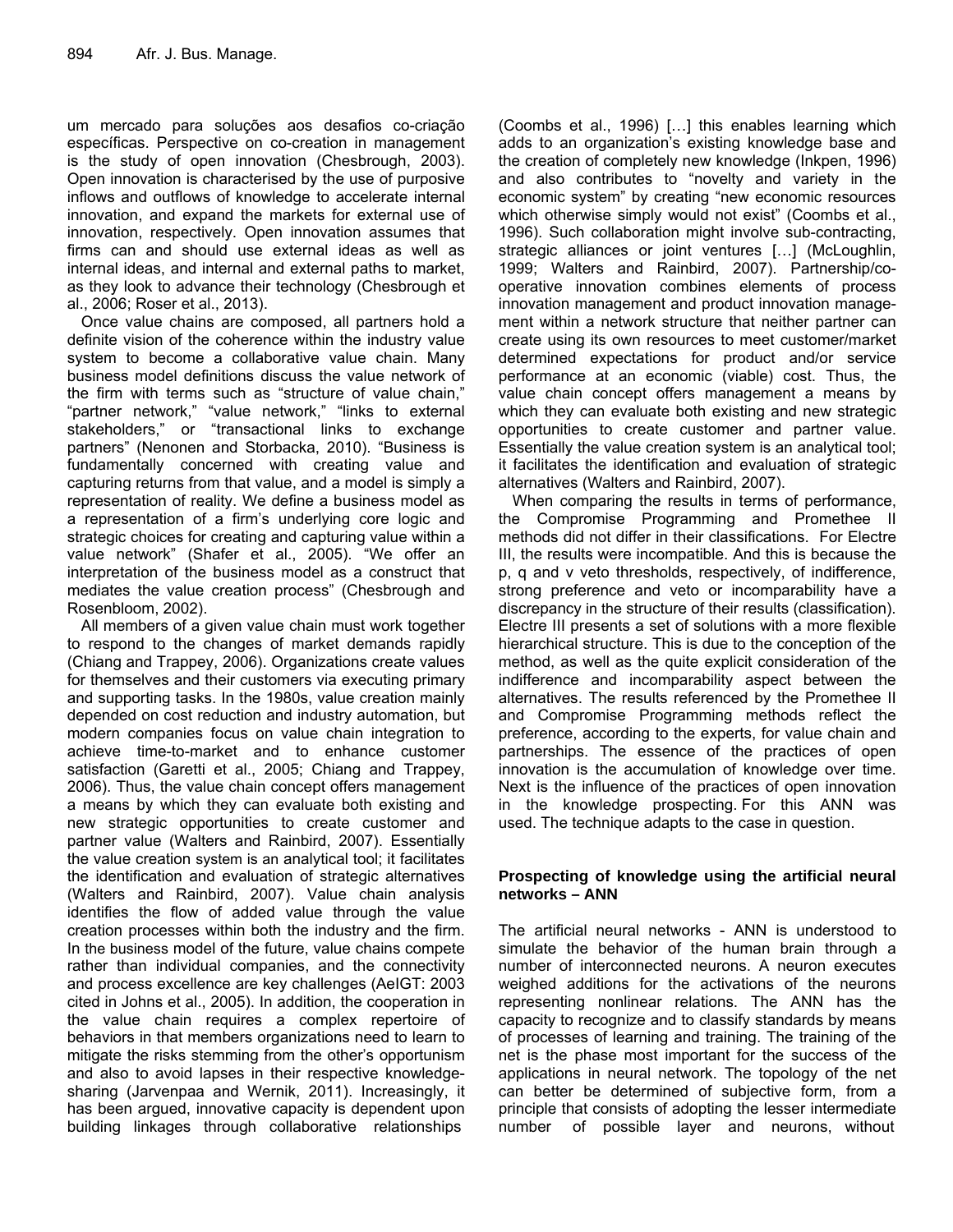um mercado para soluções aos desafios co-criação específicas. Perspective on co-creation in management is the study of open innovation (Chesbrough, 2003). Open innovation is characterised by the use of purposive inflows and outflows of knowledge to accelerate internal innovation, and expand the markets for external use of innovation, respectively. Open innovation assumes that firms can and should use external ideas as well as internal ideas, and internal and external paths to market, as they look to advance their technology (Chesbrough et al., 2006; Roser et al., 2013).

Once value chains are composed, all partners hold a definite vision of the coherence within the industry value system to become a collaborative value chain. Many business model definitions discuss the value network of the firm with terms such as "structure of value chain," "partner network," "value network," "links to external stakeholders," or "transactional links to exchange partners" (Nenonen and Storbacka, 2010). "Business is fundamentally concerned with creating value and capturing returns from that value, and a model is simply a representation of reality. We define a business model as a representation of a firm's underlying core logic and strategic choices for creating and capturing value within a value network" (Shafer et al., 2005). "We offer an interpretation of the business model as a construct that mediates the value creation process" (Chesbrough and Rosenbloom, 2002).

All members of a given value chain must work together to respond to the changes of market demands rapidly (Chiang and Trappey, 2006). Organizations create values for themselves and their customers via executing primary and supporting tasks. In the 1980s, value creation mainly depended on cost reduction and industry automation, but modern companies focus on value chain integration to achieve time-to-market and to enhance customer satisfaction (Garetti et al., 2005; Chiang and Trappey, 2006). Thus, the value chain concept offers management a means by which they can evaluate both existing and new strategic opportunities to create customer and partner value (Walters and Rainbird, 2007). Essentially the value creation system is an analytical tool; it facilitates the identification and evaluation of strategic alternatives (Walters and Rainbird, 2007). Value chain analysis identifies the flow of added value through the value creation processes within both the industry and the firm. In the business model of the future, value chains compete rather than individual companies, and the connectivity and process excellence are key challenges (AeIGT: 2003 cited in Johns et al., 2005). In addition, the cooperation in the value chain requires a complex repertoire of behaviors in that members organizations need to learn to mitigate the risks stemming from the other's opportunism and also to avoid lapses in their respective knowledge-sharing (Jarvenpaa and Wernik, 2011). Increasingly, it has been argued, innovative capacity is dependent upon building linkages through collaborative relationships (Coombs et al., 1996) […] this enables learning which adds to an organization's existing knowledge base and the creation of completely new knowledge (Inkpen, 1996) and also contributes to "novelty and variety in the economic system" by creating "new economic resources which otherwise simply would not exist" (Coombs et al., 1996). Such collaboration might involve sub-contracting, strategic alliances or joint ventures […] (McLoughlin, 1999; Walters and Rainbird, 2007). Partnership/co-operative innovation combines elements of process innovation management and product innovation management within a network structure that neither partner can create using its own resources to meet customer/market determined expectations for product and/or service performance at an economic (viable) cost. Thus, the value chain concept offers management a means by which they can evaluate both existing and new strategic opportunities to create customer and partner value. Essentially the value creation system is an analytical tool; it facilitates the identification and evaluation of strategic alternatives (Walters and Rainbird, 2007).

When comparing the results in terms of performance, the Compromise Programming and Promethee II methods did not differ in their classifications. For Electre III, the results were incompatible. And this is because the p, q and v veto thresholds, respectively, of indifference, strong preference and veto or incomparability have a discrepancy in the structure of their results (classification). Electre III presents a set of solutions with a more flexible hierarchical structure. This is due to the conception of the method, as well as the quite explicit consideration of the indifference and incomparability aspect between the alternatives. The results referenced by the Promethee II and Compromise Programming methods reflect the preference, according to the experts, for value chain and partnerships. The essence of the practices of open innovation is the accumulation of knowledge over time. Next is the influence of the practices of open innovation in the knowledge prospecting. For this ANN was used. The technique adapts to the case in question.

## Prospecting of knowledge using the artificial neural networks – ANN

The artificial neural networks - ANN is understood to simulate the behavior of the human brain through a number of interconnected neurons. A neuron executes weighed additions for the activations of the neurons representing nonlinear relations. The ANN has the capacity to recognize and to classify standards by means of processes of learning and training. The training of the net is the phase most important for the success of the applications in neural network. The topology of the net can better be determined of subjective form, from a principle that consists of adopting the lesser intermediate number of possible layer and neurons, without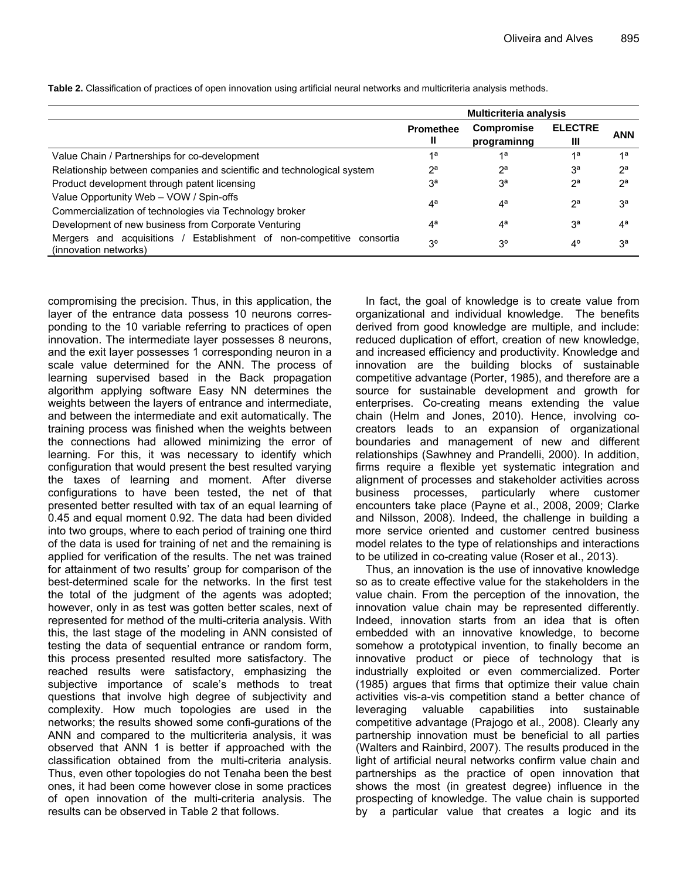**Table 2.** Classification of practices of open innovation using artificial neural networks and multicriteria analysis methods.

| | Multicriteria analysis | | | |
|---|---|---|---|---|
| | Promethee II | Compromise programinng | ELECTRE III | ANN |
| Value Chain / Partnerships for co-development | 1ª | 1ª | 1ª | 1ª |
| Relationship between companies and scientific and technological system | 2ª | 2ª | 3ª | 2ª |
| Product development through patent licensing | 3ª | 3ª | 2ª | 2ª |
| Value Opportunity Web – VOW / Spin-offs<br>Commercialization of technologies via Technology broker | 4ª | 4ª | 2ª | 3ª |
| Development of new business from Corporate Venturing | 4ª | 4ª | 3ª | 4ª |
| Mergers and acquisitions / Establishment of non-competitive consortia (innovation networks) | 3º | 3º | 4º | 3ª |

compromising the precision. Thus, in this application, the layer of the entrance data possess 10 neurons corresponding to the 10 variable referring to practices of open innovation. The intermediate layer possesses 8 neurons, and the exit layer possesses 1 corresponding neuron in a scale value determined for the ANN. The process of learning supervised based in the Back propagation algorithm applying software Easy NN determines the weights between the layers of entrance and intermediate, and between the intermediate and exit automatically. The training process was finished when the weights between the connections had allowed minimizing the error of learning. For this, it was necessary to identify which configuration that would present the best resulted varying the taxes of learning and moment. After diverse configurations to have been tested, the net of that presented better resulted with tax of an equal learning of 0.45 and equal moment 0.92. The data had been divided into two groups, where to each period of training one third of the data is used for training of net and the remaining is applied for verification of the results. The net was trained for attainment of two results' group for comparison of the best-determined scale for the networks. In the first test the total of the judgment of the agents was adopted; however, only in as test was gotten better scales, next of represented for method of the multi-criteria analysis. With this, the last stage of the modeling in ANN consisted of testing the data of sequential entrance or random form, this process presented resulted more satisfactory. The reached results were satisfactory, emphasizing the subjective importance of scale's methods to treat questions that involve high degree of subjectivity and complexity. How much topologies are used in the networks; the results showed some confi-gurations of the ANN and compared to the multicriteria analysis, it was observed that ANN 1 is better if approached with the classification obtained from the multi-criteria analysis. Thus, even other topologies do not Tenaha been the best ones, it had been come however close in some practices of open innovation of the multi-criteria analysis. The results can be observed in Table 2 that follows.

In fact, the goal of knowledge is to create value from organizational and individual knowledge. The benefits derived from good knowledge are multiple, and include: reduced duplication of effort, creation of new knowledge, and increased efficiency and productivity. Knowledge and innovation are the building blocks of sustainable competitive advantage (Porter, 1985), and therefore are a source for sustainable development and growth for enterprises. Co-creating means extending the value chain (Helm and Jones, 2010). Hence, involving co-creators leads to an expansion of organizational boundaries and management of new and different relationships (Sawhney and Prandelli, 2000). In addition, firms require a flexible yet systematic integration and alignment of processes and stakeholder activities across business processes, particularly where customer encounters take place (Payne et al., 2008, 2009; Clarke and Nilsson, 2008). Indeed, the challenge in building a more service oriented and customer centred business model relates to the type of relationships and interactions to be utilized in co-creating value (Roser et al., 2013).

Thus, an innovation is the use of innovative knowledge so as to create effective value for the stakeholders in the value chain. From the perception of the innovation, the innovation value chain may be represented differently. Indeed, innovation starts from an idea that is often embedded with an innovative knowledge, to become somehow a prototypical invention, to finally become an innovative product or piece of technology that is industrially exploited or even commercialized. Porter (1985) argues that firms that optimize their value chain activities vis-a-vis competition stand a better chance of leveraging valuable capabilities into sustainable competitive advantage (Prajogo et al., 2008). Clearly any partnership innovation must be beneficial to all parties (Walters and Rainbird, 2007). The results produced in the light of artificial neural networks confirm value chain and partnerships as the practice of open innovation that shows the most (in greatest degree) influence in the prospecting of knowledge. The value chain is supported by a particular value that creates a logic and its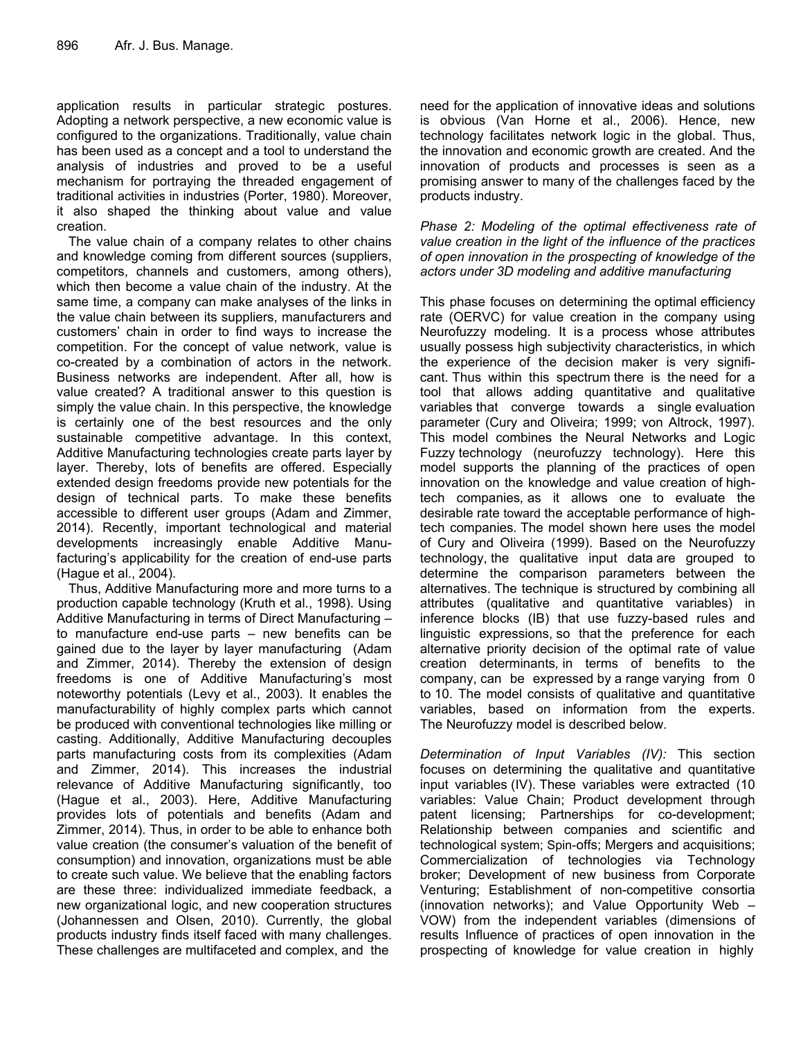application results in particular strategic postures. Adopting a network perspective, a new economic value is configured to the organizations. Traditionally, value chain has been used as a concept and a tool to understand the analysis of industries and proved to be a useful mechanism for portraying the threaded engagement of traditional activities in industries (Porter, 1980). Moreover, it also shaped the thinking about value and value creation.

The value chain of a company relates to other chains and knowledge coming from different sources (suppliers, competitors, channels and customers, among others), which then become a value chain of the industry. At the same time, a company can make analyses of the links in the value chain between its suppliers, manufacturers and customers' chain in order to find ways to increase the competition. For the concept of value network, value is co-created by a combination of actors in the network. Business networks are independent. After all, how is value created? A traditional answer to this question is simply the value chain. In this perspective, the knowledge is certainly one of the best resources and the only sustainable competitive advantage. In this context, Additive Manufacturing technologies create parts layer by layer. Thereby, lots of benefits are offered. Especially extended design freedoms provide new potentials for the design of technical parts. To make these benefits accessible to different user groups (Adam and Zimmer, 2014). Recently, important technological and material developments increasingly enable Additive Manufacturing's applicability for the creation of end-use parts (Hague et al., 2004).

Thus, Additive Manufacturing more and more turns to a production capable technology (Kruth et al., 1998). Using Additive Manufacturing in terms of Direct Manufacturing – to manufacture end-use parts – new benefits can be gained due to the layer by layer manufacturing (Adam and Zimmer, 2014). Thereby the extension of design freedoms is one of Additive Manufacturing's most noteworthy potentials (Levy et al., 2003). It enables the manufacturability of highly complex parts which cannot be produced with conventional technologies like milling or casting. Additionally, Additive Manufacturing decouples parts manufacturing costs from its complexities (Adam and Zimmer, 2014). This increases the industrial relevance of Additive Manufacturing significantly, too (Hague et al., 2003). Here, Additive Manufacturing provides lots of potentials and benefits (Adam and Zimmer, 2014). Thus, in order to be able to enhance both value creation (the consumer's valuation of the benefit of consumption) and innovation, organizations must be able to create such value. We believe that the enabling factors are these three: individualized immediate feedback, a new organizational logic, and new cooperation structures (Johannessen and Olsen, 2010). Currently, the global products industry finds itself faced with many challenges. These challenges are multifaceted and complex, and the need for the application of innovative ideas and solutions is obvious (Van Horne et al., 2006). Hence, new technology facilitates network logic in the global. Thus, the innovation and economic growth are created. And the innovation of products and processes is seen as a promising answer to many of the challenges faced by the products industry.

*Phase 2: Modeling of the optimal effectiveness rate of value creation in the light of the influence of the practices of open innovation in the prospecting of knowledge of the actors under 3D modeling and additive manufacturing*

This phase focuses on determining the optimal efficiency rate (OERVC) for value creation in the company using Neurofuzzy modeling. It is a process whose attributes usually possess high subjectivity characteristics, in which the experience of the decision maker is very significant. Thus within this spectrum there is the need for a tool that allows adding quantitative and qualitative variables that converge towards a single evaluation parameter (Cury and Oliveira; 1999; von Altrock, 1997). This model combines the Neural Networks and Logic Fuzzy technology (neurofuzzy technology). Here this model supports the planning of the practices of open innovation on the knowledge and value creation of high-tech companies, as it allows one to evaluate the desirable rate toward the acceptable performance of high-tech companies. The model shown here uses the model of Cury and Oliveira (1999). Based on the Neurofuzzy technology, the qualitative input data are grouped to determine the comparison parameters between the alternatives. The technique is structured by combining all attributes (qualitative and quantitative variables) in inference blocks (IB) that use fuzzy-based rules and linguistic expressions, so that the preference for each alternative priority decision of the optimal rate of value creation determinants, in terms of benefits to the company, can be expressed by a range varying from 0 to 10. The model consists of qualitative and quantitative variables, based on information from the experts. The Neurofuzzy model is described below.

*Determination of Input Variables (IV):* This section focuses on determining the qualitative and quantitative input variables (IV). These variables were extracted (10 variables: Value Chain; Product development through patent licensing; Partnerships for co-development; Relationship between companies and scientific and technological system; Spin-offs; Mergers and acquisitions; Commercialization of technologies via Technology broker; Development of new business from Corporate Venturing; Establishment of non-competitive consortia (innovation networks); and Value Opportunity Web – VOW) from the independent variables (dimensions of results Influence of practices of open innovation in the prospecting of knowledge for value creation in highly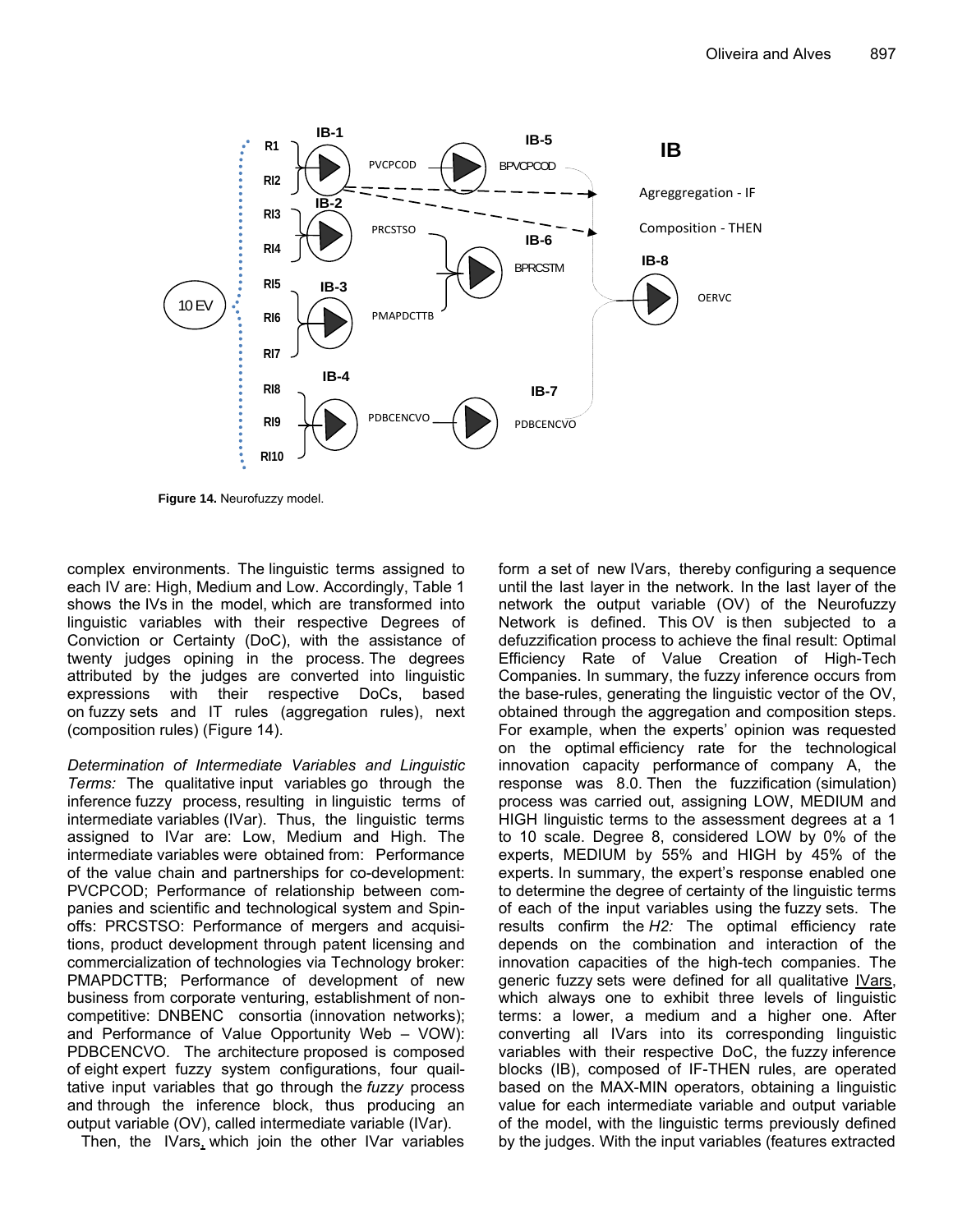Figure 14. Neurofuzzy model.

complex environments. The linguistic terms assigned to each IV are: High, Medium and Low. Accordingly, Table 1 shows the IVs in the model, which are transformed into linguistic variables with their respective Degrees of Conviction or Certainty (DoC), with the assistance of twenty judges opining in the process. The degrees attributed by the judges are converted into linguistic expressions with their respective DoCs, based on fuzzy sets and IT rules (aggregation rules), next (composition rules) (Figure 14).

*Determination of Intermediate Variables and Linguistic Terms:* The qualitative input variables go through the inference fuzzy process, resulting in linguistic terms of intermediate variables (IVar). Thus, the linguistic terms assigned to IVar are: Low, Medium and High. The intermediate variables were obtained from: Performance of the value chain and partnerships for co-development: PVCPCOD; Performance of relationship between companies and scientific and technological system and Spin-offs: PRCSTSO: Performance of mergers and acquisitions, product development through patent licensing and commercialization of technologies via Technology broker: PMAPDCTTB; Performance of development of new business from corporate venturing, establishment of non-competitive: DNBENC consortia (innovation networks); and Performance of Value Opportunity Web – VOW): PDBCENCVO. The architecture proposed is composed of eight expert fuzzy system configurations, four quailtative input variables that go through the *fuzzy* process and through the inference block, thus producing an output variable (OV), called intermediate variable (IVar).

Then, the IVars, which join the other IVar variables form a set of new IVars, thereby configuring a sequence until the last layer in the network. In the last layer of the network the output variable (OV) of the Neurofuzzy Network is defined. This OV is then subjected to a defuzzification process to achieve the final result: Optimal Efficiency Rate of Value Creation of High-Tech Companies. In summary, the fuzzy inference occurs from the base-rules, generating the linguistic vector of the OV, obtained through the aggregation and composition steps. For example, when the experts' opinion was requested on the optimal efficiency rate for the technological innovation capacity performance of company A, the response was 8.0. Then the fuzzification (simulation) process was carried out, assigning LOW, MEDIUM and HIGH linguistic terms to the assessment degrees at a 1 to 10 scale. Degree 8, considered LOW by 0% of the experts, MEDIUM by 55% and HIGH by 45% of the experts. In summary, the expert's response enabled one to determine the degree of certainty of the linguistic terms of each of the input variables using the fuzzy sets. The results confirm the *H2:* The optimal efficiency rate depends on the combination and interaction of the innovation capacities of the high-tech companies. The generic fuzzy sets were defined for all qualitative IVars, which always one to exhibit three levels of linguistic terms: a lower, a medium and a higher one. After converting all IVars into its corresponding linguistic variables with their respective DoC, the fuzzy inference blocks (IB), composed of IF-THEN rules, are operated based on the MAX-MIN operators, obtaining a linguistic value for each intermediate variable and output variable of the model, with the linguistic terms previously defined by the judges. With the input variables (features extracted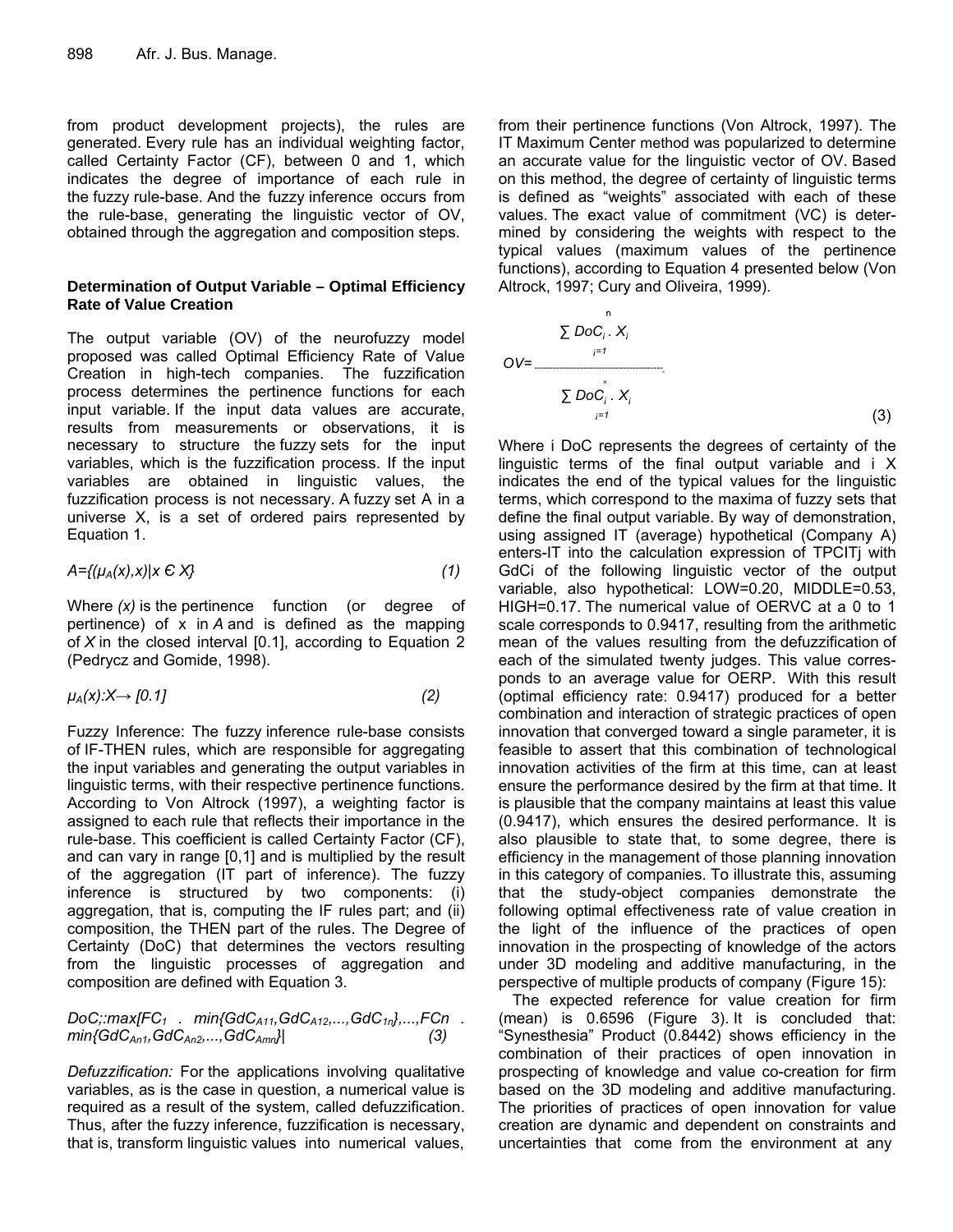from product development projects), the rules are generated. Every rule has an individual weighting factor, called Certainty Factor (CF), between 0 and 1, which indicates the degree of importance of each rule in the fuzzy rule-base. And the fuzzy inference occurs from the rule-base, generating the linguistic vector of OV, obtained through the aggregation and composition steps.

### Determination of Output Variable – Optimal Efficiency Rate of Value Creation

The output variable (OV) of the neurofuzzy model proposed was called Optimal Efficiency Rate of Value Creation in high-tech companies. The fuzzification process determines the pertinence functions for each input variable. If the input data values are accurate, results from measurements or observations, it is necessary to structure the fuzzy sets for the input variables, which is the fuzzification process. If the input variables are obtained in linguistic values, the fuzzification process is not necessary. A fuzzy set A in a universe X, is a set of ordered pairs represented by Equation 1.

$$A=\{(\mu_A(x),x)|x \in X\} \quad (1)$$

Where *(x)* is the pertinence function (or degree of pertinence) of x in *A* and is defined as the mapping of *X* in the closed interval [0.1], according to Equation 2 (Pedrycz and Gomide, 1998).

$$\mu_A(x):X\rightarrow [0.1] \quad (2)$$

Fuzzy Inference: The fuzzy inference rule-base consists of IF-THEN rules, which are responsible for aggregating the input variables and generating the output variables in linguistic terms, with their respective pertinence functions. According to Von Altrock (1997), a weighting factor is assigned to each rule that reflects their importance in the rule-base. This coefficient is called Certainty Factor (CF), and can vary in range [0,1] and is multiplied by the result of the aggregation (IT part of inference). The fuzzy inference is structured by two components: (i) aggregation, that is, computing the IF rules part; and (ii) composition, the THEN part of the rules. The Degree of Certainty (DoC) that determines the vectors resulting from the linguistic processes of aggregation and composition are defined with Equation 3.

$$DoC_i:\max[FC_1 \cdot \min\{GdC_{A11},GdC_{A12},...,GdC_{1n}\},...,FCn \cdot \min\{GdC_{An1},GdC_{An2},...,GdC_{Amn}\}| \quad (3)$$

*Defuzzification:* For the applications involving qualitative variables, as is the case in question, a numerical value is required as a result of the system, called defuzzification. Thus, after the fuzzy inference, fuzzification is necessary, that is, transform linguistic values into numerical values, from their pertinence functions (Von Altrock, 1997). The IT Maximum Center method was popularized to determine an accurate value for the linguistic vector of OV. Based on this method, the degree of certainty of linguistic terms is defined as "weights" associated with each of these values. The exact value of commitment (VC) is determined by considering the weights with respect to the typical values (maximum values of the pertinence functions), according to Equation 4 presented below (Von Altrock, 1997; Cury and Oliveira, 1999).

$$OV=\frac{\sum_{i=1}^{n} DoC_i \cdot X_i}{\sum_{i=1}^{n} DoC_i \cdot X_i} \quad (3)$$

Where i DoC represents the degrees of certainty of the linguistic terms of the final output variable and i X indicates the end of the typical values for the linguistic terms, which correspond to the maxima of fuzzy sets that define the final output variable. By way of demonstration, using assigned IT (average) hypothetical (Company A) enters-IT into the calculation expression of TPCITj with GdCi of the following linguistic vector of the output variable, also hypothetical: LOW=0.20, MIDDLE=0.53, HIGH=0.17. The numerical value of OERVC at a 0 to 1 scale corresponds to 0.9417, resulting from the arithmetic mean of the values resulting from the defuzzification of each of the simulated twenty judges. This value corresponds to an average value for OERP. With this result (optimal efficiency rate: 0.9417) produced for a better combination and interaction of strategic practices of open innovation that converged toward a single parameter, it is feasible to assert that this combination of technological innovation activities of the firm at this time, can at least ensure the performance desired by the firm at that time. It is plausible that the company maintains at least this value (0.9417), which ensures the desired performance. It is also plausible to state that, to some degree, there is efficiency in the management of those planning innovation in this category of companies. To illustrate this, assuming that the study-object companies demonstrate the following optimal effectiveness rate of value creation in the light of the influence of the practices of open innovation in the prospecting of knowledge of the actors under 3D modeling and additive manufacturing, in the perspective of multiple products of company (Figure 15):

The expected reference for value creation for firm (mean) is 0.6596 (Figure 3). It is concluded that: "Synesthesia" Product (0.8442) shows efficiency in the combination of their practices of open innovation in prospecting of knowledge and value co-creation for firm based on the 3D modeling and additive manufacturing. The priorities of practices of open innovation for value creation are dynamic and dependent on constraints and uncertainties that come from the environment at any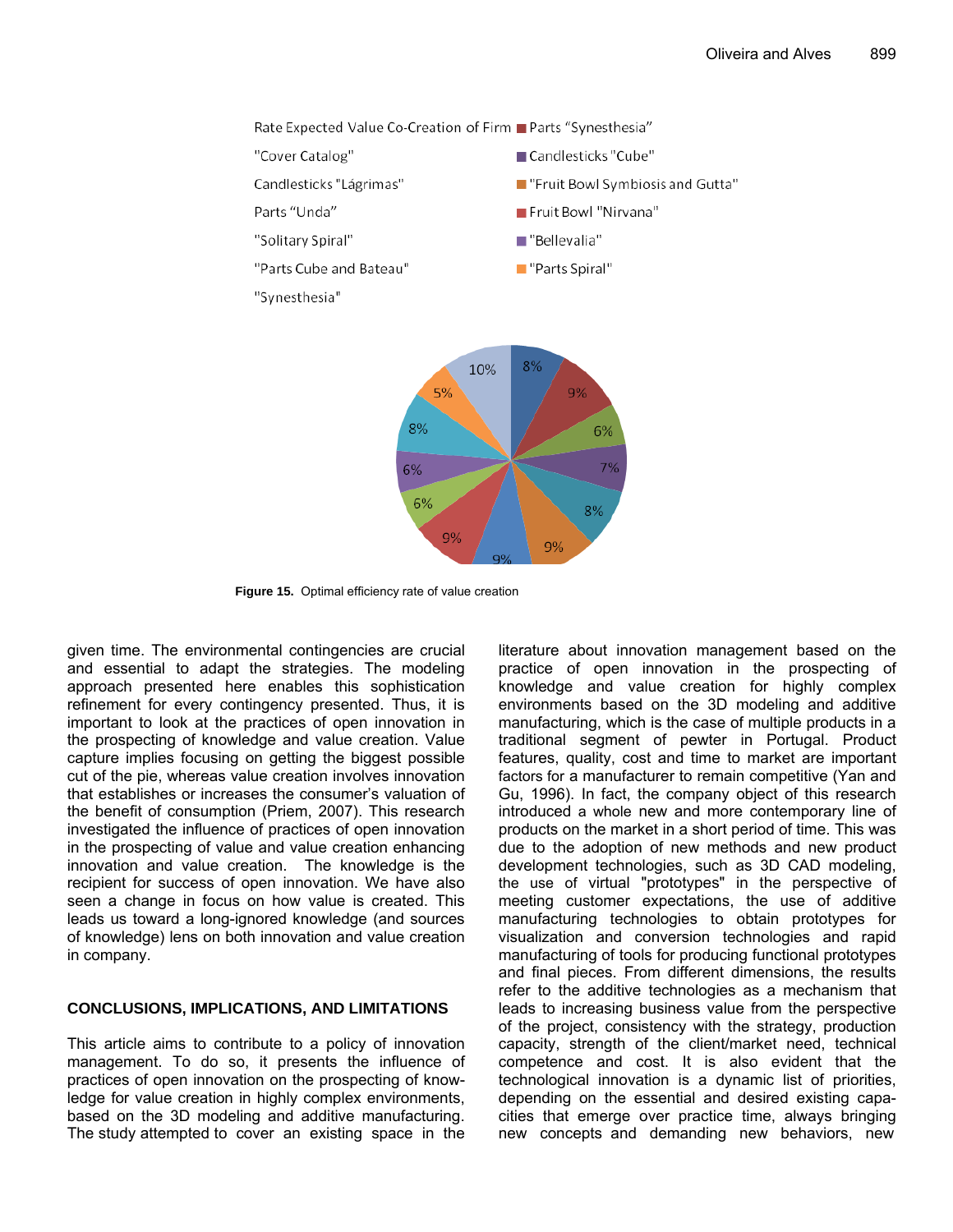Rate Expected Value Co-Creation of Firm ■ Parts "Synesthesia"

"Cover Catalog" ■ Candlesticks "Cube"

Candlesticks "Lágrimas" ■ "Fruit Bowl Symbiosis and Gutta"

Parts "Unda" ■ Fruit Bowl "Nirvana"

"Solitary Spiral" ■ "Bellevalia"

"Parts Cube and Bateau" ■ "Parts Spiral"

"Synesthesia"

8%, 9%, 6%, 7%, 8%, 9%, 9%, 9%, 6%, 6%, 8%, 5%, 10%

**Figure 15.** Optimal efficiency rate of value creation

given time. The environmental contingencies are crucial and essential to adapt the strategies. The modeling approach presented here enables this sophistication refinement for every contingency presented. Thus, it is important to look at the practices of open innovation in the prospecting of knowledge and value creation. Value capture implies focusing on getting the biggest possible cut of the pie, whereas value creation involves innovation that establishes or increases the consumer's valuation of the benefit of consumption (Priem, 2007). This research investigated the influence of practices of open innovation in the prospecting of value and value creation enhancing innovation and value creation. The knowledge is the recipient for success of open innovation. We have also seen a change in focus on how value is created. This leads us toward a long-ignored knowledge (and sources of knowledge) lens on both innovation and value creation in company.

## CONCLUSIONS, IMPLICATIONS, AND LIMITATIONS

This article aims to contribute to a policy of innovation management. To do so, it presents the influence of practices of open innovation on the prospecting of knowledge for value creation in highly complex environments, based on the 3D modeling and additive manufacturing. The study attempted to cover an existing space in the literature about innovation management based on the practice of open innovation in the prospecting of knowledge and value creation for highly complex environments based on the 3D modeling and additive manufacturing, which is the case of multiple products in a traditional segment of pewter in Portugal. Product features, quality, cost and time to market are important factors for a manufacturer to remain competitive (Yan and Gu, 1996). In fact, the company object of this research introduced a whole new and more contemporary line of products on the market in a short period of time. This was due to the adoption of new methods and new product development technologies, such as 3D CAD modeling, the use of virtual "prototypes" in the perspective of meeting customer expectations, the use of additive manufacturing technologies to obtain prototypes for visualization and conversion technologies and rapid manufacturing of tools for producing functional prototypes and final pieces. From different dimensions, the results refer to the additive technologies as a mechanism that leads to increasing business value from the perspective of the project, consistency with the strategy, production capacity, strength of the client/market need, technical competence and cost. It is also evident that the technological innovation is a dynamic list of priorities, depending on the essential and desired existing capacities that emerge over practice time, always bringing new concepts and demanding new behaviors, new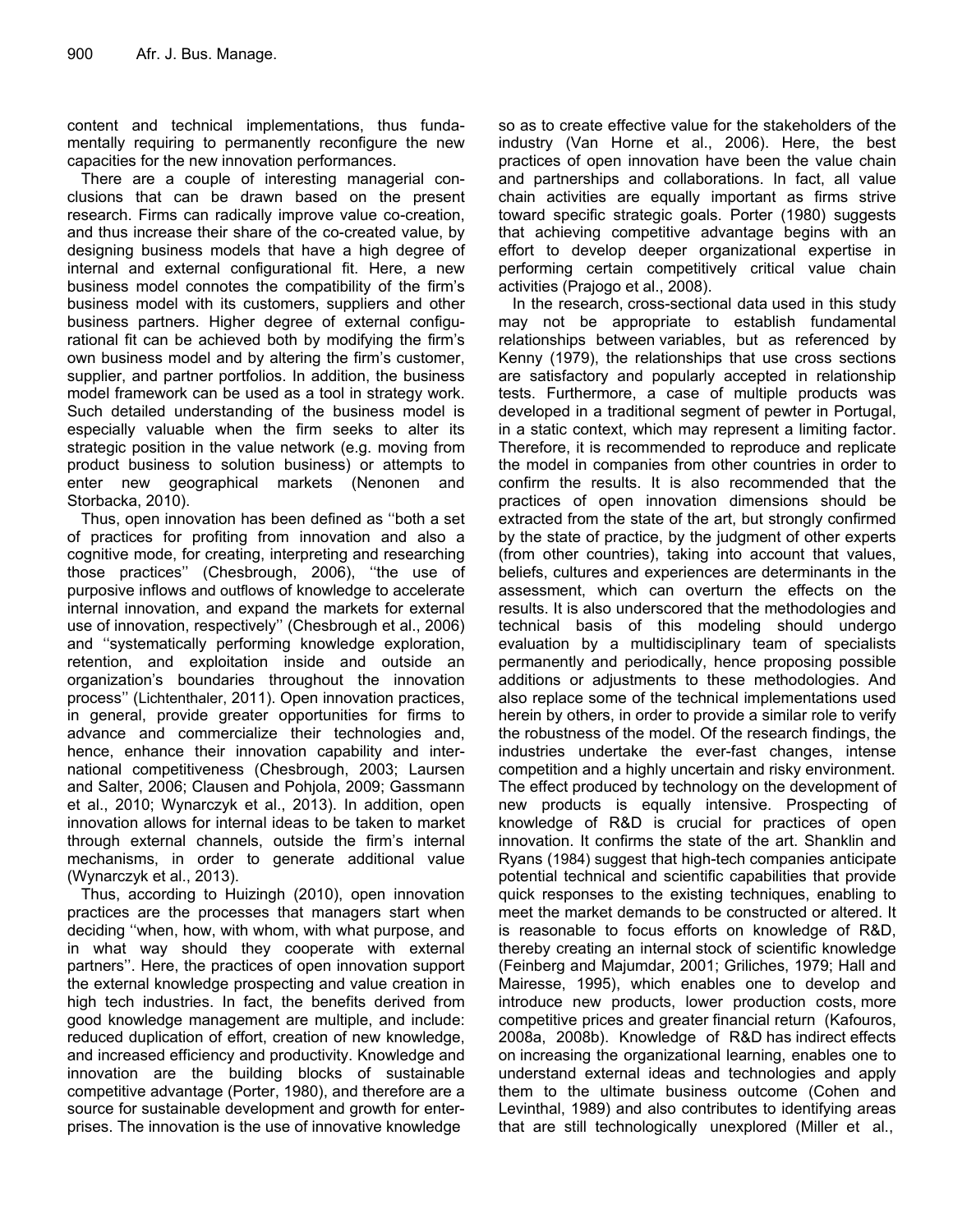content and technical implementations, thus fundamentally requiring to permanently reconfigure the new capacities for the new innovation performances.

There are a couple of interesting managerial conclusions that can be drawn based on the present research. Firms can radically improve value co-creation, and thus increase their share of the co-created value, by designing business models that have a high degree of internal and external configurational fit. Here, a new business model connotes the compatibility of the firm's business model with its customers, suppliers and other business partners. Higher degree of external configurational fit can be achieved both by modifying the firm's own business model and by altering the firm's customer, supplier, and partner portfolios. In addition, the business model framework can be used as a tool in strategy work. Such detailed understanding of the business model is especially valuable when the firm seeks to alter its strategic position in the value network (e.g. moving from product business to solution business) or attempts to enter new geographical markets (Nenonen and Storbacka, 2010).

Thus, open innovation has been defined as ''both a set of practices for profiting from innovation and also a cognitive mode, for creating, interpreting and researching those practices'' (Chesbrough, 2006), ''the use of purposive inflows and outflows of knowledge to accelerate internal innovation, and expand the markets for external use of innovation, respectively'' (Chesbrough et al., 2006) and ''systematically performing knowledge exploration, retention, and exploitation inside and outside an organization's boundaries throughout the innovation process'' (Lichtenthaler, 2011). Open innovation practices, in general, provide greater opportunities for firms to advance and commercialize their technologies and, hence, enhance their innovation capability and international competitiveness (Chesbrough, 2003; Laursen and Salter, 2006; Clausen and Pohjola, 2009; Gassmann et al., 2010; Wynarczyk et al., 2013). In addition, open innovation allows for internal ideas to be taken to market through external channels, outside the firm's internal mechanisms, in order to generate additional value (Wynarczyk et al., 2013).

Thus, according to Huizingh (2010), open innovation practices are the processes that managers start when deciding ''when, how, with whom, with what purpose, and in what way should they cooperate with external partners''. Here, the practices of open innovation support the external knowledge prospecting and value creation in high tech industries. In fact, the benefits derived from good knowledge management are multiple, and include: reduced duplication of effort, creation of new knowledge, and increased efficiency and productivity. Knowledge and innovation are the building blocks of sustainable competitive advantage (Porter, 1980), and therefore are a source for sustainable development and growth for enterprises. The innovation is the use of innovative knowledge so as to create effective value for the stakeholders of the industry (Van Horne et al., 2006). Here, the best practices of open innovation have been the value chain and partnerships and collaborations. In fact, all value chain activities are equally important as firms strive toward specific strategic goals. Porter (1980) suggests that achieving competitive advantage begins with an effort to develop deeper organizational expertise in performing certain competitively critical value chain activities (Prajogo et al., 2008).

In the research, cross-sectional data used in this study may not be appropriate to establish fundamental relationships between variables, but as referenced by Kenny (1979), the relationships that use cross sections are satisfactory and popularly accepted in relationship tests. Furthermore, a case of multiple products was developed in a traditional segment of pewter in Portugal, in a static context, which may represent a limiting factor. Therefore, it is recommended to reproduce and replicate the model in companies from other countries in order to confirm the results. It is also recommended that the practices of open innovation dimensions should be extracted from the state of the art, but strongly confirmed by the state of practice, by the judgment of other experts (from other countries), taking into account that values, beliefs, cultures and experiences are determinants in the assessment, which can overturn the effects on the results. It is also underscored that the methodologies and technical basis of this modeling should undergo evaluation by a multidisciplinary team of specialists permanently and periodically, hence proposing possible additions or adjustments to these methodologies. And also replace some of the technical implementations used herein by others, in order to provide a similar role to verify the robustness of the model. Of the research findings, the industries undertake the ever-fast changes, intense competition and a highly uncertain and risky environment. The effect produced by technology on the development of new products is equally intensive. Prospecting of knowledge of R&D is crucial for practices of open innovation. It confirms the state of the art. Shanklin and Ryans (1984) suggest that high-tech companies anticipate potential technical and scientific capabilities that provide quick responses to the existing techniques, enabling to meet the market demands to be constructed or altered. It is reasonable to focus efforts on knowledge of R&D, thereby creating an internal stock of scientific knowledge (Feinberg and Majumdar, 2001; Griliches, 1979; Hall and Mairesse, 1995), which enables one to develop and introduce new products, lower production costs, more competitive prices and greater financial return (Kafouros, 2008a, 2008b). Knowledge of R&D has indirect effects on increasing the organizational learning, enables one to understand external ideas and technologies and apply them to the ultimate business outcome (Cohen and Levinthal, 1989) and also contributes to identifying areas that are still technologically unexplored (Miller et al.,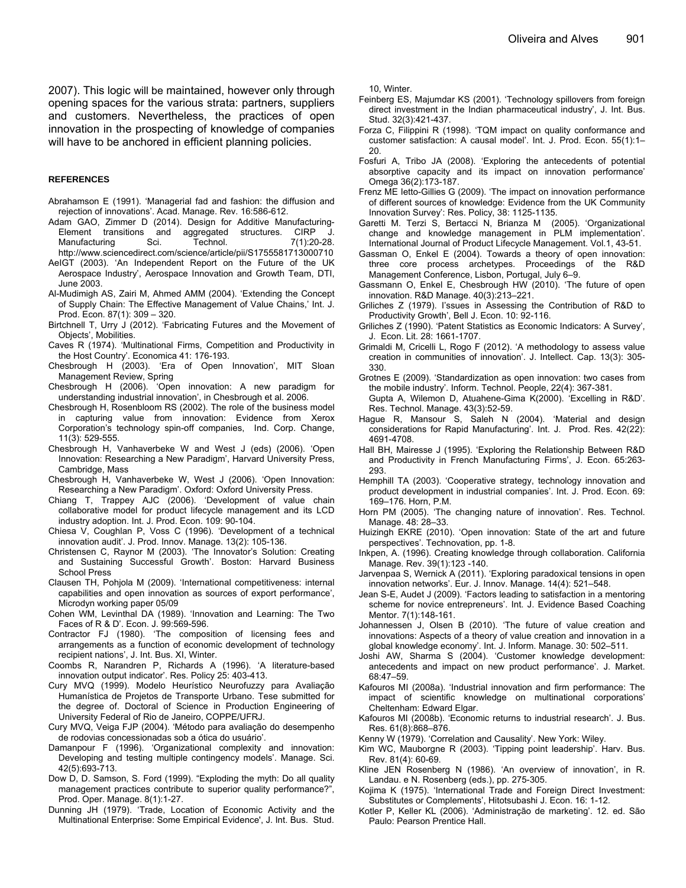2007). This logic will be maintained, however only through opening spaces for the various strata: partners, suppliers and customers. Nevertheless, the practices of open innovation in the prospecting of knowledge of companies will have to be anchored in efficient planning policies.

## REFERENCES

Abrahamson E (1991). 'Managerial fad and fashion: the diffusion and rejection of innovations'. Acad. Manage. Rev. 16:586-612.

Adam GAO, Zimmer D (2014). Design for Additive Manufacturing-Element transitions and aggregated structures. CIRP J. Manufacturing Sci. Technol. 7(1):20-28. http://www.sciencedirect.com/science/article/pii/S1755581713000710

AeIGT (2003). 'An Independent Report on the Future of the UK Aerospace Industry', Aerospace Innovation and Growth Team, DTI, June 2003.

Al-Mudimigh AS, Zairi M, Ahmed AMM (2004). 'Extending the Concept of Supply Chain: The Effective Management of Value Chains,' Int. J. Prod. Econ. 87(1): 309 – 320.

Birtchnell T, Urry J (2012). 'Fabricating Futures and the Movement of Objects', Mobilities.

Caves R (1974). 'Multinational Firms, Competition and Productivity in the Host Country'. Economica 41: 176-193.

Chesbrough H (2003). 'Era of Open Innovation', MIT Sloan Management Review, Spring

Chesbrough H (2006). 'Open innovation: A new paradigm for understanding industrial innovation', in Chesbrough et al. 2006.

Chesbrough H, Rosenbloom RS (2002). The role of the business model in capturing value from innovation: Evidence from Xerox Corporation's technology spin-off companies, Ind. Corp. Change, 11(3): 529-555.

Chesbrough H, Vanhaverbeke W and West J (eds) (2006). 'Open Innovation: Researching a New Paradigm', Harvard University Press, Cambridge, Mass

Chesbrough H, Vanhaverbeke W, West J (2006). 'Open Innovation: Researching a New Paradigm'. Oxford: Oxford University Press.

Chiang T, Trappey AJC (2006). 'Development of value chain collaborative model for product lifecycle management and its LCD industry adoption. Int. J. Prod. Econ. 109: 90-104.

Chiesa V, Coughlan P, Voss C (1996). 'Development of a technical innovation audit'. J. Prod. Innov. Manage. 13(2): 105-136.

Christensen C, Raynor M (2003). 'The Innovator's Solution: Creating and Sustaining Successful Growth'. Boston: Harvard Business School Press

Clausen TH, Pohjola M (2009). 'International competitiveness: internal capabilities and open innovation as sources of export performance', Microdyn working paper 05/09

Cohen WM, Levinthal DA (1989). 'Innovation and Learning: The Two Faces of R & D'. Econ. J. 99:569-596.

Contractor FJ (1980). 'The composition of licensing fees and arrangements as a function of economic development of technology recipient nations', J. Int. Bus. XI, Winter.

Coombs R, Narandren P, Richards A (1996). 'A literature-based innovation output indicator'. Res. Policy 25: 403-413.

Cury MVQ (1999). Modelo Heurístico Neurofuzzy para Avaliação Humanística de Projetos de Transporte Urbano. Tese submitted for the degree of. Doctoral of Science in Production Engineering of University Federal of Rio de Janeiro, COPPE/UFRJ.

Cury MVQ, Veiga FJP (2004). 'Método para avaliação do desempenho de rodovias concessionadas sob a ótica do usuário'.

Damanpour F (1996). 'Organizational complexity and innovation: Developing and testing multiple contingency models'. Manage. Sci. 42(5):693-713.

Dow D, D. Samson, S. Ford (1999). "Exploding the myth: Do all quality management practices contribute to superior quality performance?", Prod. Oper. Manage. 8(1):1-27.

Dunning JH (1979). 'Trade, Location of Economic Activity and the Multinational Enterprise: Some Empirical Evidence', J. Int. Bus. Stud. 10, Winter.

Feinberg ES, Majumdar KS (2001). 'Technology spillovers from foreign direct investment in the Indian pharmaceutical industry', J. Int. Bus. Stud. 32(3):421-437.

Forza C, Filippini R (1998). 'TQM impact on quality conformance and customer satisfaction: A causal model'. Int. J. Prod. Econ. 55(1):1–20.

Fosfuri A, Tribo JA (2008). 'Exploring the antecedents of potential absorptive capacity and its impact on innovation performance' Omega 36(2):173-187.

Frenz ME Ietto-Gillies G (2009). 'The impact on innovation performance of different sources of knowledge: Evidence from the UK Community Innovation Survey': Res. Policy, 38: 1125-1135.

Garetti M. Terzi S, Bertacci N, Brianza M (2005). 'Organizational change and knowledge management in PLM implementation'. International Journal of Product Lifecycle Management. Vol.1, 43-51.

Gassman O, Enkel E (2004). Towards a theory of open innovation: three core process archetypes. Proceedings of the R&D Management Conference, Lisbon, Portugal, July 6–9.

Gassmann O, Enkel E, Chesbrough HW (2010). 'The future of open innovation. R&D Manage. 40(3):213–221.

Griliches Z (1979). I'ssues in Assessing the Contribution of R&D to Productivity Growth', Bell J. Econ. 10: 92-116.

Griliches Z (1990). 'Patent Statistics as Economic Indicators: A Survey', J. Econ. Lit. 28: 1661-1707.

Grimaldi M, Cricelli L, Rogo F (2012). 'A methodology to assess value creation in communities of innovation'. J. Intellect. Cap. 13(3): 305-330.

Grotnes E (2009). 'Standardization as open innovation: two cases from the mobile industry'. Inform. Technol. People, 22(4): 367-381.

Gupta A, Wilemon D, Atuahene-Gima K(2000). 'Excelling in R&D'. Res. Technol. Manage. 43(3):52-59.

Hague R, Mansour S, Saleh N (2004). 'Material and design considerations for Rapid Manufacturing'. Int. J. Prod. Res. 42(22): 4691-4708.

Hall BH, Mairesse J (1995). 'Exploring the Relationship Between R&D and Productivity in French Manufacturing Firms', J. Econ. 65:263-293.

Hemphill TA (2003). 'Cooperative strategy, technology innovation and product development in industrial companies'. Int. J. Prod. Econ. 69: 169–176. Horn, P.M.

Horn PM (2005). 'The changing nature of innovation'. Res. Technol. Manage. 48: 28–33.

Huizingh EKRE (2010). 'Open innovation: State of the art and future perspectives'. Technovation, pp. 1-8.

Inkpen, A. (1996). Creating knowledge through collaboration. California Manage. Rev. 39(1):123 -140.

Jarvenpaa S, Wernick A (2011). 'Exploring paradoxical tensions in open innovation networks'. Eur. J. Innov. Manage. 14(4): 521–548.

Jean S-E, Audet J (2009). 'Factors leading to satisfaction in a mentoring scheme for novice entrepreneurs'. Int. J. Evidence Based Coaching Mentor. 7(1):148-161.

Johannessen J, Olsen B (2010). 'The future of value creation and innovations: Aspects of a theory of value creation and innovation in a global knowledge economy'. Int. J. Inform. Manage. 30: 502–511.

Joshi AW, Sharma S (2004). 'Customer knowledge development: antecedents and impact on new product performance'. J. Market. 68:47–59.

Kafouros MI (2008a). 'Industrial innovation and firm performance: The impact of scientific knowledge on multinational corporations' Cheltenham: Edward Elgar.

Kafouros MI (2008b). 'Economic returns to industrial research'. J. Bus. Res. 61(8):868–876.

Kenny W (1979). 'Correlation and Causality'. New York: Wiley.

Kim WC, Mauborgne R (2003). 'Tipping point leadership'. Harv. Bus. Rev. 81(4): 60-69.

Kline JEN Rosenberg N (1986). 'An overview of innovation', in R. Landau. e N. Rosenberg (eds.), pp. 275-305.

Kojima K (1975). 'International Trade and Foreign Direct Investment: Substitutes or Complements', Hitotsubashi J. Econ. 16: 1-12.

Kotler P, Keller KL (2006). 'Administração de marketing'. 12. ed. São Paulo: Pearson Prentice Hall.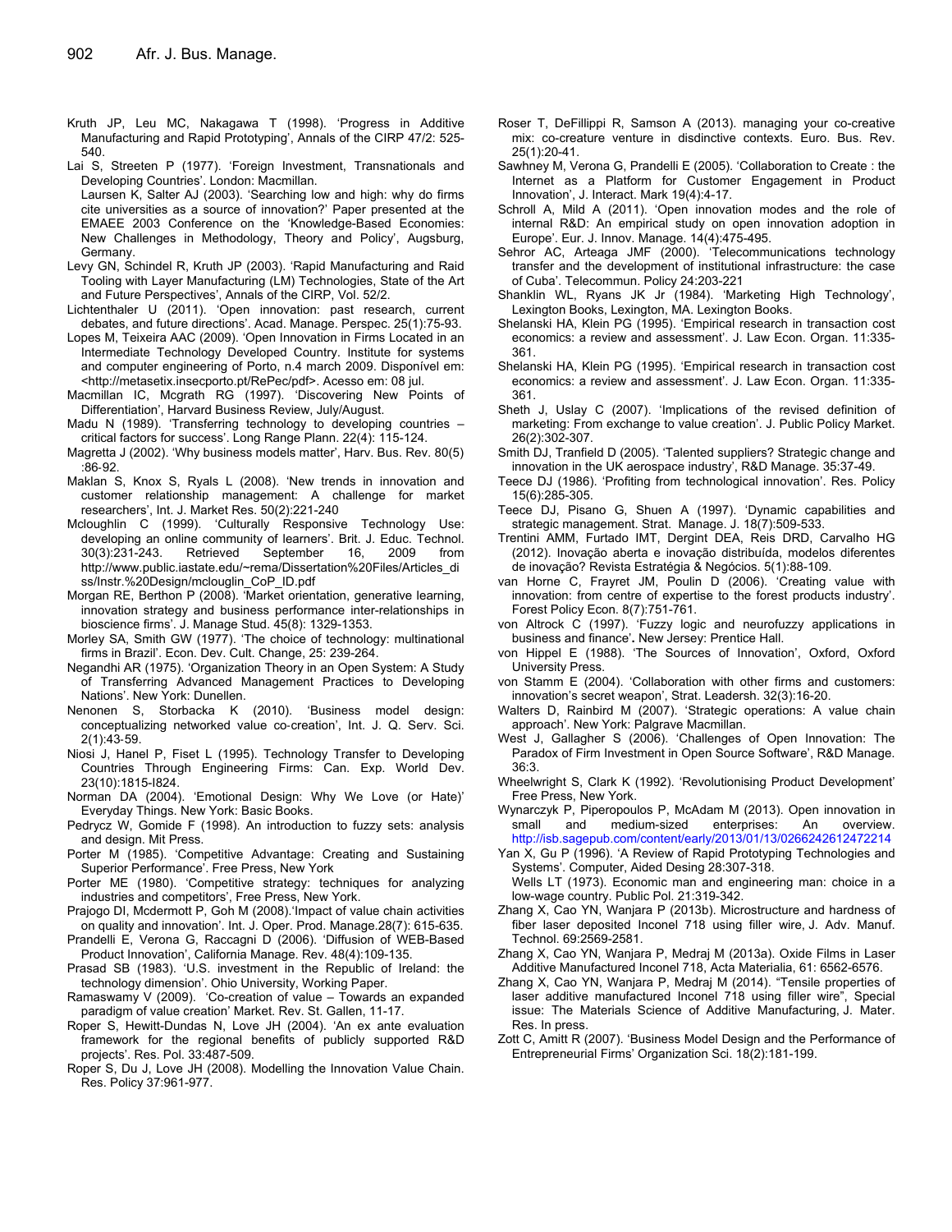Kruth JP, Leu MC, Nakagawa T (1998). 'Progress in Additive Manufacturing and Rapid Prototyping', Annals of the CIRP 47/2: 525-540.

Lai S, Streeten P (1977). 'Foreign Investment, Transnationals and Developing Countries'. London: Macmillan.

Laursen K, Salter AJ (2003). 'Searching low and high: why do firms cite universities as a source of innovation?' Paper presented at the EMAEE 2003 Conference on the 'Knowledge-Based Economies: New Challenges in Methodology, Theory and Policy', Augsburg, Germany.

Levy GN, Schindel R, Kruth JP (2003). 'Rapid Manufacturing and Raid Tooling with Layer Manufacturing (LM) Technologies, State of the Art and Future Perspectives', Annals of the CIRP, Vol. 52/2.

Lichtenthaler U (2011). 'Open innovation: past research, current debates, and future directions'. Acad. Manage. Perspec. 25(1):75-93.

Lopes M, Teixeira AAC (2009). 'Open Innovation in Firms Located in an Intermediate Technology Developed Country. Institute for systems and computer engineering of Porto, n.4 march 2009. Disponível em: <http://metasetix.insecporto.pt/RePec/pdf>. Acesso em: 08 jul.

Macmillan IC, Mcgrath RG (1997). 'Discovering New Points of Differentiation', Harvard Business Review, July/August.

Madu N (1989). 'Transferring technology to developing countries – critical factors for success'. Long Range Plann. 22(4): 115-124.

Magretta J (2002). 'Why business models matter', Harv. Bus. Rev. 80(5):86-92.

Maklan S, Knox S, Ryals L (2008). 'New trends in innovation and customer relationship management: A challenge for market researchers', Int. J. Market Res. 50(2):221-240

Mcloughlin C (1999). 'Culturally Responsive Technology Use: developing an online community of learners'. Brit. J. Educ. Technol. 30(3):231-243. Retrieved September 16, 2009 from http://www.public.iastate.edu/~rema/Dissertation%20Files/Articles_diss/Instr.%20Design/mclouglin_CoP_ID.pdf

Morgan RE, Berthon P (2008). 'Market orientation, generative learning, innovation strategy and business performance inter-relationships in bioscience firms'. J. Manage Stud. 45(8): 1329-1353.

Morley SA, Smith GW (1977). 'The choice of technology: multinational firms in Brazil'. Econ. Dev. Cult. Change, 25: 239-264.

Negandhi AR (1975). 'Organization Theory in an Open System: A Study of Transferring Advanced Management Practices to Developing Nations'. New York: Dunellen.

Nenonen S, Storbacka K (2010). 'Business model design: conceptualizing networked value co-creation', Int. J. Q. Serv. Sci. 2(1):43-59.

Niosi J, Hanel P, Fiset L (1995). Technology Transfer to Developing Countries Through Engineering Firms: Can. Exp. World Dev. 23(10):1815-I824.

Norman DA (2004). 'Emotional Design: Why We Love (or Hate)' Everyday Things. New York: Basic Books.

Pedrycz W, Gomide F (1998). An introduction to fuzzy sets: analysis and design. Mit Press.

Porter M (1985). 'Competitive Advantage: Creating and Sustaining Superior Performance'. Free Press, New York

Porter ME (1980). 'Competitive strategy: techniques for analyzing industries and competitors', Free Press, New York.

Prajogo DI, Mcdermott P, Goh M (2008).'Impact of value chain activities on quality and innovation'. Int. J. Oper. Prod. Manage.28(7): 615-635.

Prandelli E, Verona G, Raccagni D (2006). 'Diffusion of WEB-Based Product Innovation', California Manage. Rev. 48(4):109-135.

Prasad SB (1983). 'U.S. investment in the Republic of Ireland: the technology dimension'. Ohio University, Working Paper.

Ramaswamy V (2009). 'Co-creation of value – Towards an expanded paradigm of value creation' Market. Rev. St. Gallen, 11-17.

Roper S, Hewitt-Dundas N, Love JH (2004). 'An ex ante evaluation framework for the regional benefits of publicly supported R&D projects'. Res. Pol. 33:487-509.

Roper S, Du J, Love JH (2008). Modelling the Innovation Value Chain. Res. Policy 37:961-977.

Roser T, DeFillippi R, Samson A (2013). managing your co-creative mix: co-creature venture in disdinctive contexts. Euro. Bus. Rev. 25(1):20-41.

Sawhney M, Verona G, Prandelli E (2005). 'Collaboration to Create : the Internet as a Platform for Customer Engagement in Product Innovation', J. Interact. Mark 19(4):4-17.

Schroll A, Mild A (2011). 'Open innovation modes and the role of internal R&D: An empirical study on open innovation adoption in Europe'. Eur. J. Innov. Manage. 14(4):475-495.

Sehror AC, Arteaga JMF (2000). 'Telecommunications technology transfer and the development of institutional infrastructure: the case of Cuba'. Telecommun. Policy 24:203-221

Shanklin WL, Ryans JK Jr (1984). 'Marketing High Technology', Lexington Books, Lexington, MA. Lexington Books.

Shelanski HA, Klein PG (1995). 'Empirical research in transaction cost economics: a review and assessment'. J. Law Econ. Organ. 11:335-361.

Shelanski HA, Klein PG (1995). 'Empirical research in transaction cost economics: a review and assessment'. J. Law Econ. Organ. 11:335-361.

Sheth J, Uslay C (2007). 'Implications of the revised definition of marketing: From exchange to value creation'. J. Public Policy Market. 26(2):302-307.

Smith DJ, Tranfield D (2005). 'Talented suppliers? Strategic change and innovation in the UK aerospace industry', R&D Manage. 35:37-49.

Teece DJ (1986). 'Profiting from technological innovation'. Res. Policy 15(6):285-305.

Teece DJ, Pisano G, Shuen A (1997). 'Dynamic capabilities and strategic management. Strat. Manage. J. 18(7):509-533.

Trentini AMM, Furtado IMT, Dergint DEA, Reis DRD, Carvalho HG (2012). Inovação aberta e inovação distribuída, modelos diferentes de inovação? Revista Estratégia & Negócios. 5(1):88-109.

van Horne C, Frayret JM, Poulin D (2006). 'Creating value with innovation: from centre of expertise to the forest products industry'. Forest Policy Econ. 8(7):751-761.

von Altrock C (1997). 'Fuzzy logic and neurofuzzy applications in business and finance'. New Jersey: Prentice Hall.

von Hippel E (1988). 'The Sources of Innovation', Oxford, Oxford University Press.

von Stamm E (2004). 'Collaboration with other firms and customers: innovation's secret weapon', Strat. Leadersh. 32(3):16-20.

Walters D, Rainbird M (2007). 'Strategic operations: A value chain approach'. New York: Palgrave Macmillan.

West J, Gallagher S (2006). 'Challenges of Open Innovation: The Paradox of Firm Investment in Open Source Software', R&D Manage. 36:3.

Wheelwright S, Clark K (1992). 'Revolutionising Product Development' Free Press, New York.

Wynarczyk P, Piperopoulos P, McAdam M (2013). Open innovation in small and medium-sized enterprises: An overview. http://isb.sagepub.com/content/early/2013/01/13/0266242612472214

Yan X, Gu P (1996). 'A Review of Rapid Prototyping Technologies and Systems'. Computer, Aided Desing 28:307-318.

Wells LT (1973). Economic man and engineering man: choice in a low-wage country. Public Pol. 21:319-342.

Zhang X, Cao YN, Wanjara P (2013b). Microstructure and hardness of fiber laser deposited Inconel 718 using filler wire, J. Adv. Manuf. Technol. 69:2569-2581.

Zhang X, Cao YN, Wanjara P, Medraj M (2013a). Oxide Films in Laser Additive Manufactured Inconel 718, Acta Materialia, 61: 6562-6576.

Zhang X, Cao YN, Wanjara P, Medraj M (2014). "Tensile properties of laser additive manufactured Inconel 718 using filler wire", Special issue: The Materials Science of Additive Manufacturing, J. Mater. Res. In press.

Zott C, Amitt R (2007). 'Business Model Design and the Performance of Entrepreneurial Firms' Organization Sci. 18(2):181-199.